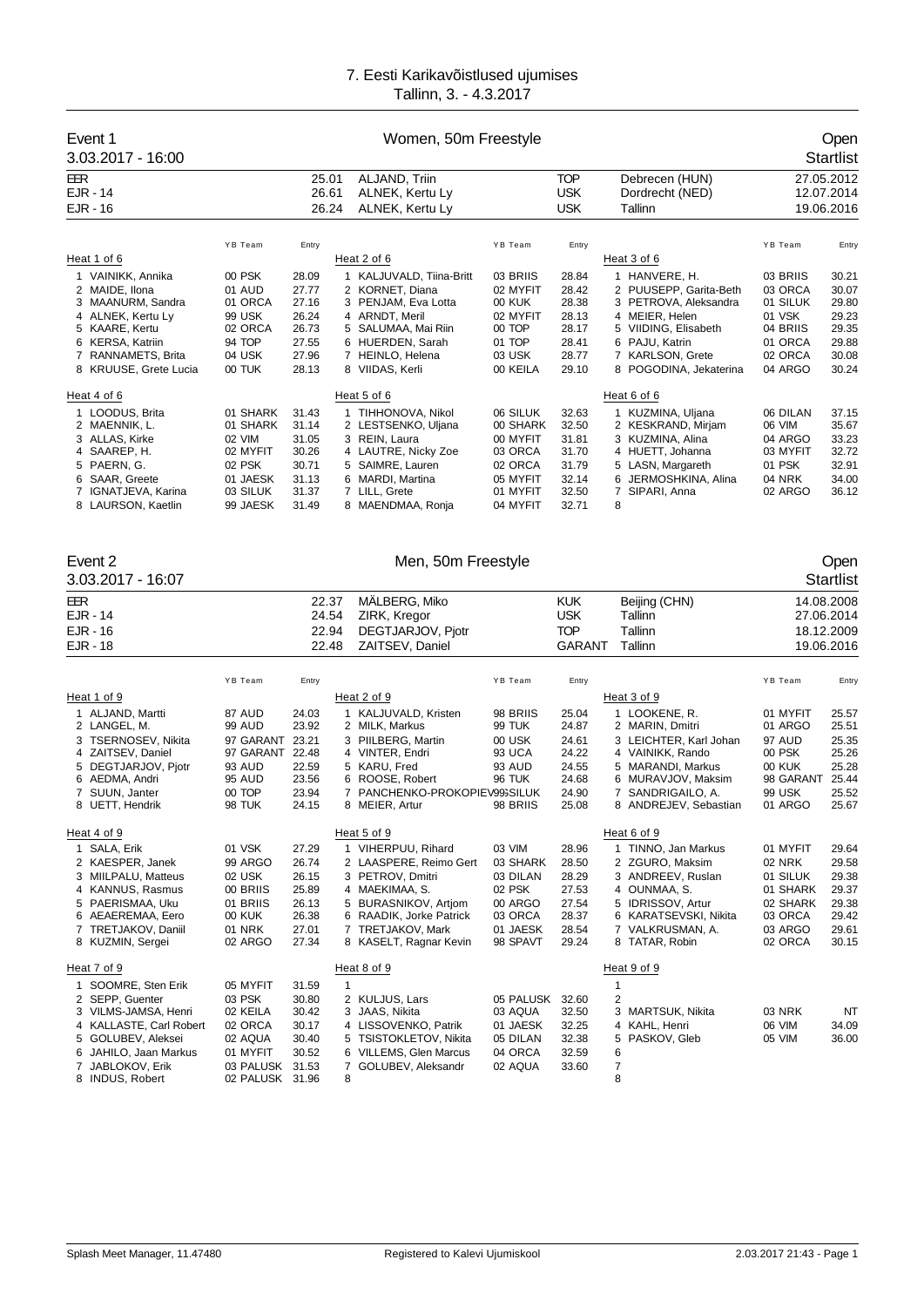# 7. Eesti Karikavõistlused ujumises

Tallinn, 3. - 4.3.2017

## Event 1 — Women, 50m Freestyle — Open

3.03.2017 - 16:00 — Startlist

| | | | | | |
|---|---|---|---|---|---|
| EER | 25.01 | ALJAND, Triin | TOP | Debrecen (HUN) | 27.05.2012 |
| EJR - 14 | 26.61 | ALNEK, Kertu Ly | USK | Dordrecht (NED) | 12.07.2014 |
| EJR - 16 | 26.24 | ALNEK, Kertu Ly | USK | Tallinn | 19.06.2016 |

### Heat 1 of 6

| Lane | Name | YB | Team | Entry |
|---|---|---|---|---|
| 1 | VAINIKK, Annika | 00 | PSK | 28.09 |
| 2 | MAIDE, Ilona | 01 | AUD | 27.77 |
| 3 | MAANURM, Sandra | 01 | ORCA | 27.16 |
| 4 | ALNEK, Kertu Ly | 99 | USK | 26.24 |
| 5 | KAARE, Kertu | 02 | ORCA | 26.73 |
| 6 | KERSA, Katriin | 94 | TOP | 27.55 |
| 7 | RANNAMETS, Brita | 04 | USK | 27.96 |
| 8 | KRUUSE, Grete Lucia | 00 | TUK | 28.13 |

### Heat 2 of 6

| Lane | Name | YB | Team | Entry |
|---|---|---|---|---|
| 1 | KALJUVALD, Tiina-Britt | 03 | BRIIS | 28.84 |
| 2 | KORNET, Diana | 02 | MYFIT | 28.42 |
| 3 | PENJAM, Eva Lotta | 00 | KUK | 28.38 |
| 4 | ARNDT, Meril | 02 | MYFIT | 28.13 |
| 5 | SALUMAA, Mai Riin | 00 | TOP | 28.17 |
| 6 | HUERDEN, Sarah | 01 | TOP | 28.41 |
| 7 | HEINLO, Helena | 03 | USK | 28.77 |
| 8 | VIIDAS, Kerli | 00 | KEILA | 29.10 |

### Heat 3 of 6

| Lane | Name | YB | Team | Entry |
|---|---|---|---|---|
| 1 | HANVERE, H. | 03 | BRIIS | 30.21 |
| 2 | PUUSEPP, Garita-Beth | 03 | ORCA | 30.07 |
| 3 | PETROVA, Aleksandra | 01 | SILUK | 29.80 |
| 4 | MEIER, Helen | 01 | VSK | 29.23 |
| 5 | VIIDING, Elisabeth | 04 | BRIIS | 29.35 |
| 6 | PAJU, Katrin | 01 | ORCA | 29.88 |
| 7 | KARLSON, Grete | 02 | ORCA | 30.08 |
| 8 | POGODINA, Jekaterina | 04 | ARGO | 30.24 |

### Heat 4 of 6

| Lane | Name | YB | Team | Entry |
|---|---|---|---|---|
| 1 | LOODUS, Brita | 01 | SHARK | 31.43 |
| 2 | MAENNIK, L. | 01 | SHARK | 31.14 |
| 3 | ALLAS, Kirke | 02 | VIM | 31.05 |
| 4 | SAAREP, H. | 02 | MYFIT | 30.26 |
| 5 | PAERN, G. | 02 | PSK | 30.71 |
| 6 | SAAR, Greete | 01 | JAESK | 31.13 |
| 7 | IGNATJEVA, Karina | 03 | SILUK | 31.37 |
| 8 | LAURSON, Kaetlin | 99 | JAESK | 31.49 |

### Heat 5 of 6

| Lane | Name | YB | Team | Entry |
|---|---|---|---|---|
| 1 | TIHHONOVA, Nikol | 06 | SILUK | 32.63 |
| 2 | LESTSENKO, Uljana | 00 | SHARK | 32.50 |
| 3 | REIN, Laura | 00 | MYFIT | 31.81 |
| 4 | LAUTRE, Nicky Zoe | 03 | ORCA | 31.70 |
| 5 | SAIMRE, Lauren | 02 | ORCA | 31.79 |
| 6 | MARDI, Martina | 05 | MYFIT | 32.14 |
| 7 | LILL, Grete | 01 | MYFIT | 32.50 |
| 8 | MAENDMAA, Ronja | 04 | MYFIT | 32.71 |

### Heat 6 of 6

| Lane | Name | YB | Team | Entry |
|---|---|---|---|---|
| 1 | KUZMINA, Uljana | 06 | DILAN | 37.15 |
| 2 | KESKRAND, Mirjam | 06 | VIM | 35.67 |
| 3 | KUZMINA, Alina | 04 | ARGO | 33.23 |
| 4 | HUETT, Johanna | 03 | MYFIT | 32.72 |
| 5 | LASN, Margareth | 01 | PSK | 32.91 |
| 6 | JERMOSHKINA, Alina | 04 | NRK | 34.00 |
| 7 | SIPARI, Anna | 02 | ARGO | 36.12 |
| 8 | | | | |

## Event 2 — Men, 50m Freestyle — Open

3.03.2017 - 16:07 — Startlist

| | | | | | |
|---|---|---|---|---|---|
| EER | 22.37 | MÄLBERG, Miko | KUK | Beijing (CHN) | 14.08.2008 |
| EJR - 14 | 24.54 | ZIRK, Kregor | USK | Tallinn | 27.06.2014 |
| EJR - 16 | 22.94 | DEGTJARJOV, Pjotr | TOP | Tallinn | 18.12.2009 |
| EJR - 18 | 22.48 | ZAITSEV, Daniel | GARANT | Tallinn | 19.06.2016 |

### Heat 1 of 9

| Lane | Name | YB | Team | Entry |
|---|---|---|---|---|
| 1 | ALJAND, Martti | 87 | AUD | 24.03 |
| 2 | LANGEL, M. | 99 | AUD | 23.92 |
| 3 | TSERNOSEV, Nikita | 97 | GARANT | 23.21 |
| 4 | ZAITSEV, Daniel | 97 | GARANT | 22.48 |
| 5 | DEGTJARJOV, Pjotr | 93 | AUD | 22.59 |
| 6 | AEDMA, Andri | 95 | AUD | 23.56 |
| 7 | SUUN, Janter | 00 | TOP | 23.94 |
| 8 | UETT, Hendrik | 98 | TUK | 24.15 |

### Heat 2 of 9

| Lane | Name | YB | Team | Entry |
|---|---|---|---|---|
| 1 | KALJUVALD, Kristen | 98 | BRIIS | 25.04 |
| 2 | MILK, Markus | 99 | TUK | 24.87 |
| 3 | PIILBERG, Martin | 00 | USK | 24.61 |
| 4 | VINTER, Endri | 93 | UCA | 24.22 |
| 5 | KARU, Fred | 93 | AUD | 24.55 |
| 6 | ROOSE, Robert | 96 | TUK | 24.68 |
| 7 | PANCHENKO-PROKOPIEV | 99 | SILUK | 24.90 |
| 8 | MEIER, Artur | 98 | BRIIS | 25.08 |

### Heat 3 of 9

| Lane | Name | YB | Team | Entry |
|---|---|---|---|---|
| 1 | LOOKENE, R. | 01 | MYFIT | 25.57 |
| 2 | MARIN, Dmitri | 01 | ARGO | 25.51 |
| 3 | LEICHTER, Karl Johan | 97 | AUD | 25.35 |
| 4 | VAINIKK, Rando | 00 | PSK | 25.26 |
| 5 | MARANDI, Markus | 00 | KUK | 25.28 |
| 6 | MURAVJOV, Maksim | 98 | GARANT | 25.44 |
| 7 | SANDRIGAILO, A. | 99 | USK | 25.52 |
| 8 | ANDREJEV, Sebastian | 01 | ARGO | 25.67 |

### Heat 4 of 9

| Lane | Name | YB | Team | Entry |
|---|---|---|---|---|
| 1 | SALA, Erik | 01 | VSK | 27.29 |
| 2 | KAESPER, Janek | 99 | ARGO | 26.74 |
| 3 | MIILPALU, Matteus | 02 | USK | 26.15 |
| 4 | KANNUS, Rasmus | 00 | BRIIS | 25.89 |
| 5 | PAERISMAA, Uku | 01 | BRIIS | 26.13 |
| 6 | AEAEREMAA, Eero | 00 | KUK | 26.38 |
| 7 | TRETJAKOV, Daniil | 01 | NRK | 27.01 |
| 8 | KUZMIN, Sergei | 02 | ARGO | 27.34 |

### Heat 5 of 9

| Lane | Name | YB | Team | Entry |
|---|---|---|---|---|
| 1 | VIHERPUU, Rihard | 03 | VIM | 28.96 |
| 2 | LAASPERE, Reimo Gert | 03 | SHARK | 28.50 |
| 3 | PETROV, Dmitri | 03 | DILAN | 28.29 |
| 4 | MAEKIMAA, S. | 02 | PSK | 27.53 |
| 5 | BURASNIKOV, Artjom | 00 | ARGO | 27.54 |
| 6 | RAADIK, Jorke Patrick | 03 | ORCA | 28.37 |
| 7 | TRETJAKOV, Mark | 01 | JAESK | 28.54 |
| 8 | KASELT, Ragnar Kevin | 98 | SPAVT | 29.24 |

### Heat 6 of 9

| Lane | Name | YB | Team | Entry |
|---|---|---|---|---|
| 1 | TINNO, Jan Markus | 01 | MYFIT | 29.64 |
| 2 | ZGURO, Maksim | 02 | NRK | 29.58 |
| 3 | ANDREEV, Ruslan | 01 | SILUK | 29.38 |
| 4 | OUNMAA, S. | 01 | SHARK | 29.37 |
| 5 | IDRISSOV, Artur | 02 | SHARK | 29.38 |
| 6 | KARATSEVSKI, Nikita | 03 | ORCA | 29.42 |
| 7 | VALKRUSMAN, A. | 03 | ARGO | 29.61 |
| 8 | TATAR, Robin | 02 | ORCA | 30.15 |

### Heat 7 of 9

| Lane | Name | YB | Team | Entry |
|---|---|---|---|---|
| 1 | SOOMRE, Sten Erik | 05 | MYFIT | 31.59 |
| 2 | SEPP, Guenter | 03 | PSK | 30.80 |
| 3 | VILMS-JAMSA, Henri | 02 | KEILA | 30.42 |
| 4 | KALLASTE, Carl Robert | 02 | ORCA | 30.17 |
| 5 | GOLUBEV, Aleksei | 02 | AQUA | 30.40 |
| 6 | JAHILO, Jaan Markus | 01 | MYFIT | 30.52 |
| 7 | JABLOKOV, Erik | 03 | PALUSK | 31.53 |
| 8 | INDUS, Robert | 02 | PALUSK | 31.96 |

### Heat 8 of 9

| Lane | Name | YB | Team | Entry |
|---|---|---|---|---|
| 1 | | | | |
| 2 | KULJUS, Lars | 05 | PALUSK | 32.60 |
| 3 | JAAS, Nikita | 03 | AQUA | 32.50 |
| 4 | LISSOVENKO, Patrik | 01 | JAESK | 32.25 |
| 5 | TSISTOKLETOV, Nikita | 05 | DILAN | 32.38 |
| 6 | VILLEMS, Glen Marcus | 04 | ORCA | 32.59 |
| 7 | GOLUBEV, Aleksandr | 02 | AQUA | 33.60 |
| 8 | | | | |

### Heat 9 of 9

| Lane | Name | YB | Team | Entry |
|---|---|---|---|---|
| 1 | | | | |
| 2 | | | | |
| 3 | MARTSUK, Nikita | 03 | NRK | NT |
| 4 | KAHL, Henri | 06 | VIM | 34.09 |
| 5 | PASKOV, Gleb | 05 | VIM | 36.00 |
| 6 | | | | |
| 7 | | | | |
| 8 | | | | |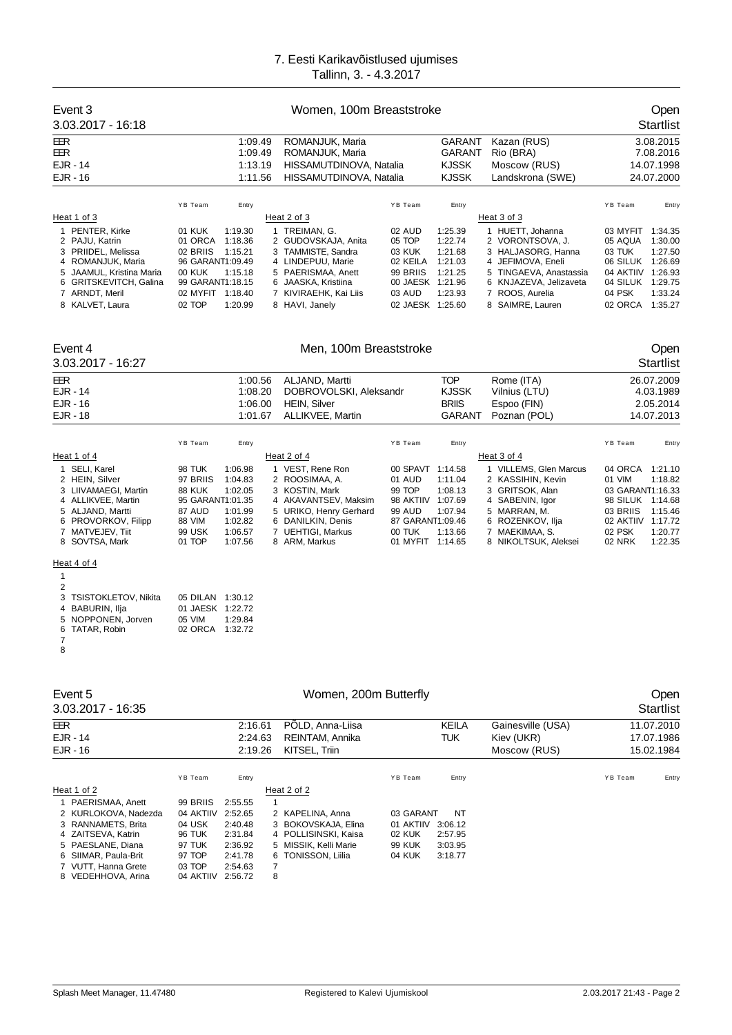# 7. Eesti Karikavõistlused ujumises
Tallinn, 3. - 4.3.2017

## Event 3 — Women, 100m Breaststroke — Open

3.03.2017 - 16:18 — Startlist

| | | | | | |
|---|---|---|---|---|---|
| EER | 1:09.49 | ROMANJUK, Maria | GARANT | Kazan (RUS) | 3.08.2015 |
| EER | 1:09.49 | ROMANJUK, Maria | GARANT | Rio (BRA) | 7.08.2016 |
| EJR - 14 | 1:13.19 | HISSAMUTDINOVA, Natalia | KJSSK | Moscow (RUS) | 14.07.1998 |
| EJR - 16 | 1:11.56 | HISSAMUTDINOVA, Natalia | KJSSK | Landskrona (SWE) | 24.07.2000 |

**Heat 1 of 3**

| Lane | Name | YB | Team | Entry |
|---|---|---|---|---|
| 1 | PENTER, Kirke | 01 | KUK | 1:19.30 |
| 2 | PAJU, Katrin | 01 | ORCA | 1:18.36 |
| 3 | PRIIDEL, Melissa | 02 | BRIIS | 1:15.21 |
| 4 | ROMANJUK, Maria | 96 | GARANT | 1:09.49 |
| 5 | JAAMUL, Kristina Maria | 00 | KUK | 1:15.18 |
| 6 | GRITSKEVITCH, Galina | 99 | GARANT | 1:18.15 |
| 7 | ARNDT, Meril | 02 | MYFIT | 1:18.40 |
| 8 | KALVET, Laura | 02 | TOP | 1:20.99 |

**Heat 2 of 3**

| Lane | Name | YB | Team | Entry |
|---|---|---|---|---|
| 1 | TREIMAN, G. | 02 | AUD | 1:25.39 |
| 2 | GUDOVSKAJA, Anita | 05 | TOP | 1:22.74 |
| 3 | TAMMISTE, Sandra | 03 | KUK | 1:21.68 |
| 4 | LINDEPUU, Marie | 02 | KEILA | 1:21.03 |
| 5 | PAERISMAA, Anett | 99 | BRIIS | 1:21.25 |
| 6 | JAASKA, Kristiina | 00 | JAESK | 1:21.96 |
| 7 | KIVIRAEHK, Kai Liis | 03 | AUD | 1:23.93 |
| 8 | HAVI, Janely | 02 | JAESK | 1:25.60 |

**Heat 3 of 3**

| Lane | Name | YB | Team | Entry |
|---|---|---|---|---|
| 1 | HUETT, Johanna | 03 | MYFIT | 1:34.35 |
| 2 | VORONTSOVA, J. | 05 | AQUA | 1:30.00 |
| 3 | HALJASORG, Hanna | 03 | TUK | 1:27.50 |
| 4 | JEFIMOVA, Eneli | 06 | SILUK | 1:26.69 |
| 5 | TINGAEVA, Anastassia | 04 | AKTIIV | 1:26.93 |
| 6 | KNJAZEVA, Jelizaveta | 04 | SILUK | 1:29.75 |
| 7 | ROOS, Aurelia | 04 | PSK | 1:33.24 |
| 8 | SAIMRE, Lauren | 02 | ORCA | 1:35.27 |

## Event 4 — Men, 100m Breaststroke — Open

3.03.2017 - 16:27 — Startlist

| | | | | | |
|---|---|---|---|---|---|
| EER | 1:00.56 | ALJAND, Martti | TOP | Rome (ITA) | 26.07.2009 |
| EJR - 14 | 1:08.20 | DOBROVOLSKI, Aleksandr | KJSSK | Vilnius (LTU) | 4.03.1989 |
| EJR - 16 | 1:06.00 | HEIN, Silver | BRIIS | Espoo (FIN) | 2.05.2014 |
| EJR - 18 | 1:01.67 | ALLIKVEE, Martin | GARANT | Poznan (POL) | 14.07.2013 |

**Heat 1 of 4**

| Lane | Name | YB | Team | Entry |
|---|---|---|---|---|
| 1 | SELI, Karel | 98 | TUK | 1:06.98 |
| 2 | HEIN, Silver | 97 | BRIIS | 1:04.83 |
| 3 | LIIVAMAEGI, Martin | 88 | KUK | 1:02.05 |
| 4 | ALLIKVEE, Martin | 95 | GARANT | 1:01.35 |
| 5 | ALJAND, Martti | 87 | AUD | 1:01.99 |
| 6 | PROVORKOV, Filipp | 88 | VIM | 1:02.82 |
| 7 | MATVEJEV, Tiit | 99 | USK | 1:06.57 |
| 8 | SOVTSA, Mark | 01 | TOP | 1:07.56 |

**Heat 2 of 4**

| Lane | Name | YB | Team | Entry |
|---|---|---|---|---|
| 1 | VEST, Rene Ron | 00 | SPAVT | 1:14.58 |
| 2 | ROOSIMAA, A. | 01 | AUD | 1:11.04 |
| 3 | KOSTIN, Mark | 99 | TOP | 1:08.13 |
| 4 | AKAVANTSEV, Maksim | 98 | AKTIIV | 1:07.69 |
| 5 | URIKO, Henry Gerhard | 99 | AUD | 1:07.94 |
| 6 | DANILKIN, Denis | 87 | GARANT | 1:09.46 |
| 7 | UEHTIGI, Markus | 00 | TUK | 1:13.66 |
| 8 | ARM, Markus | 01 | MYFIT | 1:14.65 |

**Heat 3 of 4**

| Lane | Name | YB | Team | Entry |
|---|---|---|---|---|
| 1 | VILLEMS, Glen Marcus | 04 | ORCA | 1:21.10 |
| 2 | KASSIHIN, Kevin | 01 | VIM | 1:18.82 |
| 3 | GRITSOK, Alan | 03 | GARANT | 1:16.33 |
| 4 | SABENIN, Igor | 98 | SILUK | 1:14.68 |
| 5 | MARRAN, M. | 03 | BRIIS | 1:15.46 |
| 6 | ROZENKOV, Ilja | 02 | AKTIIV | 1:17.72 |
| 7 | MAEKIMAA, S. | 02 | PSK | 1:20.77 |
| 8 | NIKOLTSUK, Aleksei | 02 | NRK | 1:22.35 |

**Heat 4 of 4**

| Lane | Name | YB | Team | Entry |
|---|---|---|---|---|
| 1 | | | | |
| 2 | | | | |
| 3 | TSISTOKLETOV, Nikita | 05 | DILAN | 1:30.12 |
| 4 | BABURIN, Ilja | 01 | JAESK | 1:22.72 |
| 5 | NOPPONEN, Jorven | 05 | VIM | 1:29.84 |
| 6 | TATAR, Robin | 02 | ORCA | 1:32.72 |
| 7 | | | | |
| 8 | | | | |

## Event 5 — Women, 200m Butterfly — Open

3.03.2017 - 16:35 — Startlist

| | | | | | |
|---|---|---|---|---|---|
| EER | 2:16.61 | PÕLD, Anna-Liisa | KEILA | Gainesville (USA) | 11.07.2010 |
| EJR - 14 | 2:24.63 | REINTAM, Annika | TUK | Kiev (UKR) | 17.07.1986 |
| EJR - 16 | 2:19.26 | KITSEL, Triin | | Moscow (RUS) | 15.02.1984 |

**Heat 1 of 2**

| Lane | Name | YB | Team | Entry |
|---|---|---|---|---|
| 1 | PAERISMAA, Anett | 99 | BRIIS | 2:55.55 |
| 2 | KURLOKOVA, Nadezda | 04 | AKTIIV | 2:52.65 |
| 3 | RANNAMETS, Brita | 04 | USK | 2:40.48 |
| 4 | ZAITSEVA, Katrin | 96 | TUK | 2:31.84 |
| 5 | PAESLANE, Diana | 97 | TUK | 2:36.92 |
| 6 | SIIMAR, Paula-Brit | 97 | TOP | 2:41.78 |
| 7 | VUTT, Hanna Grete | 03 | TOP | 2:54.63 |
| 8 | VEDEHHOVA, Arina | 04 | AKTIIV | 2:56.72 |

**Heat 2 of 2**

| Lane | Name | YB | Team | Entry |
|---|---|---|---|---|
| 1 | | | | |
| 2 | KAPELINA, Anna | 03 | GARANT | NT |
| 3 | BOKOVSKAJA, Elina | 01 | AKTIIV | 3:06.12 |
| 4 | POLLISINSKI, Kaisa | 02 | KUK | 2:57.95 |
| 5 | MISSIK, Kelli Marie | 99 | KUK | 3:03.95 |
| 6 | TONISSON, Liilia | 04 | KUK | 3:18.77 |
| 7 | | | | |
| 8 | | | | |

Splash Meet Manager, 11.47480 — Registered to Kalevi Ujumiskool — 2.03.2017 21:43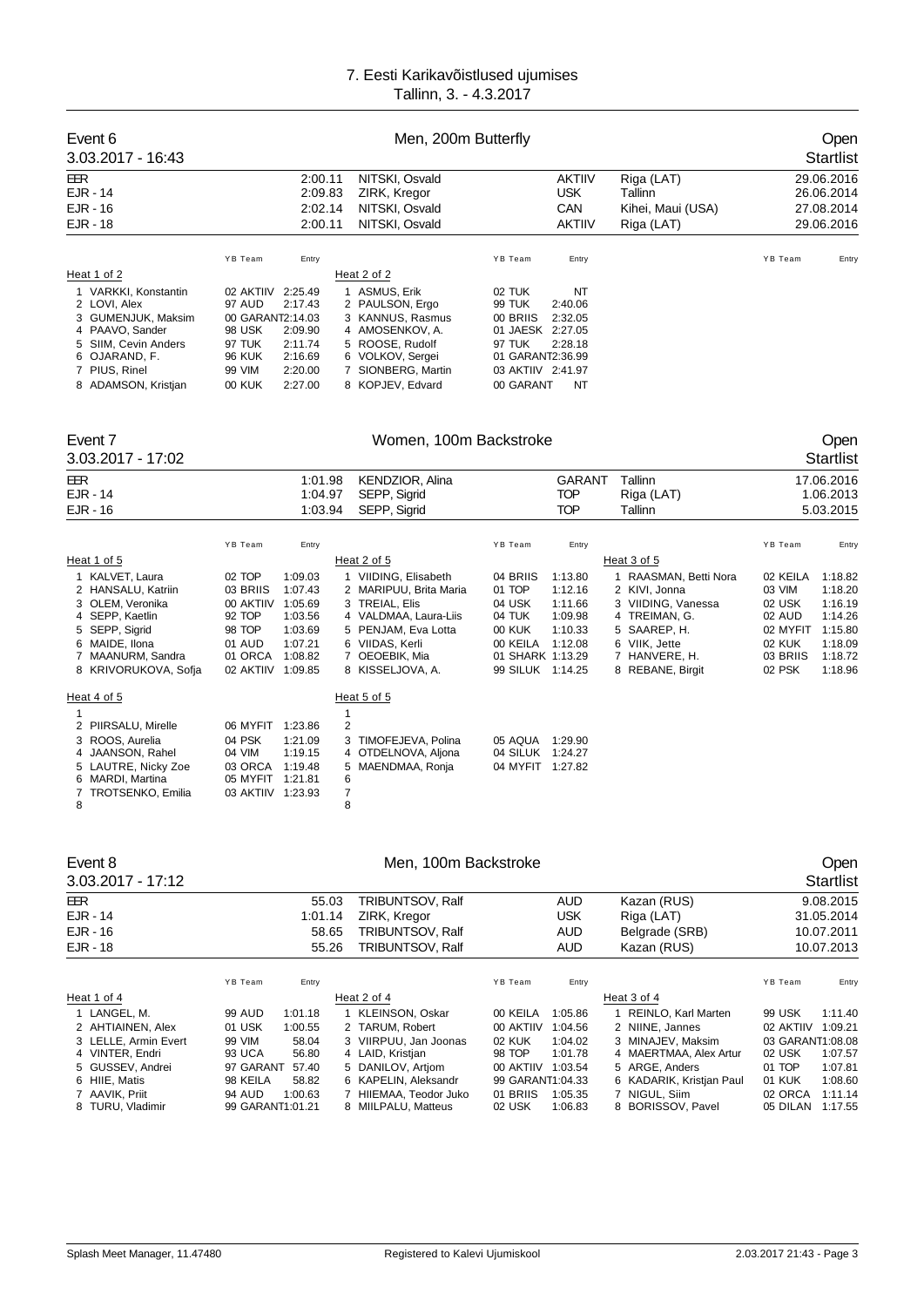# 7. Eesti Karikavõistlused ujumises

Tallinn, 3. - 4.3.2017

## Event 6 — Men, 200m Butterfly — Open

3.03.2017 - 16:43 — Startlist

| | | | | | |
|---|---|---|---|---|---|
| EER | 2:00.11 | NITSKI, Osvald | AKTIIV | Riga (LAT) | 29.06.2016 |
| EJR - 14 | 2:09.83 | ZIRK, Kregor | USK | Tallinn | 26.06.2014 |
| EJR - 16 | 2:02.14 | NITSKI, Osvald | CAN | Kihei, Maui (USA) | 27.08.2014 |
| EJR - 18 | 2:00.11 | NITSKI, Osvald | AKTIIV | Riga (LAT) | 29.06.2016 |

**Heat 1 of 2**

| Lane | Name | YB | Team | Entry |
|---|---|---|---|---|
| 1 | VARKKI, Konstantin | 02 | AKTIIV | 2:25.49 |
| 2 | LOVI, Alex | 97 | AUD | 2:17.43 |
| 3 | GUMENJUK, Maksim | 00 | GARANT | 2:14.03 |
| 4 | PAAVO, Sander | 98 | USK | 2:09.90 |
| 5 | SIIM, Cevin Anders | 97 | TUK | 2:11.74 |
| 6 | OJARAND, F. | 96 | KUK | 2:16.69 |
| 7 | PIUS, Rinel | 99 | VIM | 2:20.00 |
| 8 | ADAMSON, Kristjan | 00 | KUK | 2:27.00 |

**Heat 2 of 2**

| Lane | Name | YB | Team | Entry |
|---|---|---|---|---|
| 1 | ASMUS, Erik | 02 | TUK | NT |
| 2 | PAULSON, Ergo | 99 | TUK | 2:40.06 |
| 3 | KANNUS, Rasmus | 00 | BRIIS | 2:32.05 |
| 4 | AMOSENKOV, A. | 01 | JAESK | 2:27.05 |
| 5 | ROOSE, Rudolf | 97 | TUK | 2:28.18 |
| 6 | VOLKOV, Sergei | 01 | GARANT | 2:36.99 |
| 7 | SIONBERG, Martin | 03 | AKTIIV | 2:41.97 |
| 8 | KOPJEV, Edvard | 00 | GARANT | NT |

## Event 7 — Women, 100m Backstroke — Open

3.03.2017 - 17:02 — Startlist

| | | | | | |
|---|---|---|---|---|---|
| EER | 1:01.98 | KENDZIOR, Alina | GARANT | Tallinn | 17.06.2016 |
| EJR - 14 | 1:04.97 | SEPP, Sigrid | TOP | Riga (LAT) | 1.06.2013 |
| EJR - 16 | 1:03.94 | SEPP, Sigrid | TOP | Tallinn | 5.03.2015 |

**Heat 1 of 5**

| Lane | Name | YB | Team | Entry |
|---|---|---|---|---|
| 1 | KALVET, Laura | 02 | TOP | 1:09.03 |
| 2 | HANSALU, Katriin | 03 | BRIIS | 1:07.43 |
| 3 | OLEM, Veronika | 00 | AKTIIV | 1:05.69 |
| 4 | SEPP, Kaetlin | 92 | TOP | 1:03.56 |
| 5 | SEPP, Sigrid | 98 | TOP | 1:03.69 |
| 6 | MAIDE, Ilona | 01 | AUD | 1:07.21 |
| 7 | MAANURM, Sandra | 01 | ORCA | 1:08.82 |
| 8 | KRIVORUKOVA, Sofja | 02 | AKTIIV | 1:09.85 |

**Heat 2 of 5**

| Lane | Name | YB | Team | Entry |
|---|---|---|---|---|
| 1 | VIIDING, Elisabeth | 04 | BRIIS | 1:13.80 |
| 2 | MARIPUU, Brita Maria | 01 | TOP | 1:12.16 |
| 3 | TREIAL, Elis | 04 | USK | 1:11.66 |
| 4 | VALDMAA, Laura-Liis | 04 | TUK | 1:09.98 |
| 5 | PENJAM, Eva Lotta | 00 | KUK | 1:10.33 |
| 6 | VIIDAS, Kerli | 00 | KEILA | 1:12.08 |
| 7 | OEOEBIK, Mia | 01 | SHARK | 1:13.29 |
| 8 | KISSELJOVA, A. | 99 | SILUK | 1:14.25 |

**Heat 3 of 5**

| Lane | Name | YB | Team | Entry |
|---|---|---|---|---|
| 1 | RAASMAN, Betti Nora | 02 | KEILA | 1:18.82 |
| 2 | KIVI, Jonna | 03 | VIM | 1:18.20 |
| 3 | VIIDING, Vanessa | 02 | USK | 1:16.19 |
| 4 | TREIMAN, G. | 02 | AUD | 1:14.26 |
| 5 | SAAREP, H. | 02 | MYFIT | 1:15.80 |
| 6 | VIIK, Jette | 02 | KUK | 1:18.09 |
| 7 | HANVERE, H. | 03 | BRIIS | 1:18.72 |
| 8 | REBANE, Birgit | 02 | PSK | 1:18.96 |

**Heat 4 of 5**

| Lane | Name | YB | Team | Entry |
|---|---|---|---|---|
| 1 | | | | |
| 2 | PIIRSALU, Mirelle | 06 | MYFIT | 1:23.86 |
| 3 | ROOS, Aurelia | 04 | PSK | 1:21.09 |
| 4 | JAANSON, Rahel | 04 | VIM | 1:19.15 |
| 5 | LAUTRE, Nicky Zoe | 03 | ORCA | 1:19.48 |
| 6 | MARDI, Martina | 05 | MYFIT | 1:21.81 |
| 7 | TROTSENKO, Emilia | 03 | AKTIIV | 1:23.93 |
| 8 | | | | |

**Heat 5 of 5**

| Lane | Name | YB | Team | Entry |
|---|---|---|---|---|
| 1 | | | | |
| 2 | | | | |
| 3 | TIMOFEJEVA, Polina | 05 | AQUA | 1:29.90 |
| 4 | OTDELNOVA, Aljona | 04 | SILUK | 1:24.27 |
| 5 | MAENDMAA, Ronja | 04 | MYFIT | 1:27.82 |
| 6 | | | | |
| 7 | | | | |
| 8 | | | | |

## Event 8 — Men, 100m Backstroke — Open

3.03.2017 - 17:12 — Startlist

| | | | | | |
|---|---|---|---|---|---|
| EER | 55.03 | TRIBUNTSOV, Ralf | AUD | Kazan (RUS) | 9.08.2015 |
| EJR - 14 | 1:01.14 | ZIRK, Kregor | USK | Riga (LAT) | 31.05.2014 |
| EJR - 16 | 58.65 | TRIBUNTSOV, Ralf | AUD | Belgrade (SRB) | 10.07.2011 |
| EJR - 18 | 55.26 | TRIBUNTSOV, Ralf | AUD | Kazan (RUS) | 10.07.2013 |

**Heat 1 of 4**

| Lane | Name | YB | Team | Entry |
|---|---|---|---|---|
| 1 | LANGEL, M. | 99 | AUD | 1:01.18 |
| 2 | AHTIAINEN, Alex | 01 | USK | 1:00.55 |
| 3 | LELLE, Armin Evert | 99 | VIM | 58.04 |
| 4 | VINTER, Endri | 93 | UCA | 56.80 |
| 5 | GUSSEV, Andrei | 97 | GARANT | 57.40 |
| 6 | HIIE, Matis | 98 | KEILA | 58.82 |
| 7 | AAVIK, Priit | 94 | AUD | 1:00.63 |
| 8 | TURU, Vladimir | 99 | GARANT | 1:01.21 |

**Heat 2 of 4**

| Lane | Name | YB | Team | Entry |
|---|---|---|---|---|
| 1 | KLEINSON, Oskar | 00 | KEILA | 1:05.86 |
| 2 | TARUM, Robert | 00 | AKTIIV | 1:04.56 |
| 3 | VIIRPUU, Jan Joonas | 02 | KUK | 1:04.02 |
| 4 | LAID, Kristjan | 98 | TOP | 1:01.78 |
| 5 | DANILOV, Artjom | 00 | AKTIIV | 1:03.54 |
| 6 | KAPELIN, Aleksandr | 99 | GARANT | 1:04.33 |
| 7 | HIIEMAA, Teodor Juko | 01 | BRIIS | 1:05.35 |
| 8 | MIILPALU, Matteus | 02 | USK | 1:06.83 |

**Heat 3 of 4**

| Lane | Name | YB | Team | Entry |
|---|---|---|---|---|
| 1 | REINLO, Karl Marten | 99 | USK | 1:11.40 |
| 2 | NIINE, Jannes | 02 | AKTIIV | 1:09.21 |
| 3 | MINAJEV, Maksim | 03 | GARANT | 1:08.08 |
| 4 | MAERTMAA, Alex Artur | 02 | USK | 1:07.57 |
| 5 | ARGE, Anders | 01 | TOP | 1:07.81 |
| 6 | KADARIK, Kristjan Paul | 01 | KUK | 1:08.60 |
| 7 | NIGUL, Siim | 02 | ORCA | 1:11.14 |
| 8 | BORISSOV, Pavel | 05 | DILAN | 1:17.55 |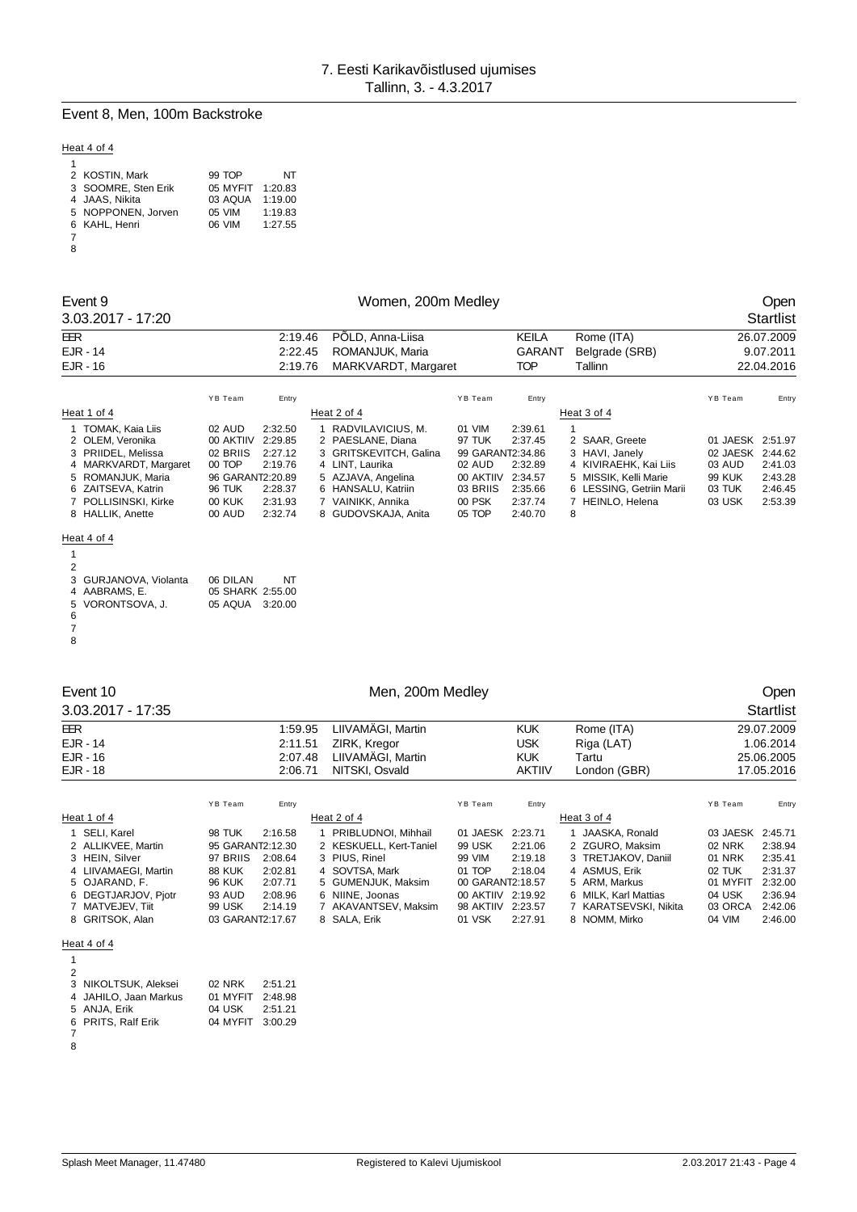## 7. Eesti Karikavõistlused ujumises
Tallinn, 3. - 4.3.2017

### Event 8, Men, 100m Backstroke

Heat 4 of 4

| Lane | Name | YB | Team | Entry |
|---|---|---|---|---|
| 1 | | | | |
| 2 | KOSTIN, Mark | 99 | TOP | NT |
| 3 | SOOMRE, Sten Erik | 05 | MYFIT | 1:20.83 |
| 4 | JAAS, Nikita | 03 | AQUA | 1:19.00 |
| 5 | NOPPONEN, Jorven | 05 | VIM | 1:19.83 |
| 6 | KAHL, Henri | 06 | VIM | 1:27.55 |
| 7 | | | | |
| 8 | | | | |

### Event 9 — Women, 200m Medley — Open

3.03.2017 - 17:20 — Startlist

| Record | Time | Name | Club | Place | Date |
|---|---|---|---|---|---|
| EER | 2:19.46 | PÕLD, Anna-Liisa | KEILA | Rome (ITA) | 26.07.2009 |
| EJR - 14 | 2:22.45 | ROMANJUK, Maria | GARANT | Belgrade (SRB) | 9.07.2011 |
| EJR - 16 | 2:19.76 | MARKVARDT, Margaret | TOP | Tallinn | 22.04.2016 |

Heat 1 of 4

| Lane | Name | YB | Team | Entry |
|---|---|---|---|---|
| 1 | TOMAK, Kaia Liis | 02 | AUD | 2:32.50 |
| 2 | OLEM, Veronika | 00 | AKTIIV | 2:29.85 |
| 3 | PRIIDEL, Melissa | 02 | BRIIS | 2:27.12 |
| 4 | MARKVARDT, Margaret | 00 | TOP | 2:19.76 |
| 5 | ROMANJUK, Maria | 96 | GARANT | 2:20.89 |
| 6 | ZAITSEVA, Katrin | 96 | TUK | 2:28.37 |
| 7 | POLLISINSKI, Kirke | 00 | KUK | 2:31.93 |
| 8 | HALLIK, Anette | 00 | AUD | 2:32.74 |

Heat 2 of 4

| Lane | Name | YB | Team | Entry |
|---|---|---|---|---|
| 1 | RADVILAVICIUS, M. | 01 | VIM | 2:39.61 |
| 2 | PAESLANE, Diana | 97 | TUK | 2:37.45 |
| 3 | GRITSKEVITCH, Galina | 99 | GARANT | 2:34.86 |
| 4 | LINT, Laurika | 02 | AUD | 2:32.89 |
| 5 | AZJAVA, Angelina | 00 | AKTIIV | 2:34.57 |
| 6 | HANSALU, Katriin | 03 | BRIIS | 2:35.66 |
| 7 | VAINIKK, Annika | 00 | PSK | 2:37.74 |
| 8 | GUDOVSKAJA, Anita | 05 | TOP | 2:40.70 |

Heat 3 of 4

| Lane | Name | YB | Team | Entry |
|---|---|---|---|---|
| 1 | | | | |
| 2 | SAAR, Greete | 01 | JAESK | 2:51.97 |
| 3 | HAVI, Janely | 02 | JAESK | 2:44.62 |
| 4 | KIVIRAEHK, Kai Liis | 03 | AUD | 2:41.03 |
| 5 | MISSIK, Kelli Marie | 99 | KUK | 2:43.28 |
| 6 | LESSING, Getriin Marii | 03 | TUK | 2:46.45 |
| 7 | HEINLO, Helena | 03 | USK | 2:53.39 |
| 8 | | | | |

Heat 4 of 4

| Lane | Name | YB | Team | Entry |
|---|---|---|---|---|
| 1 | | | | |
| 2 | | | | |
| 3 | GURJANOVA, Violanta | 06 | DILAN | NT |
| 4 | AABRAMS, E. | 05 | SHARK | 2:55.00 |
| 5 | VORONTSOVA, J. | 05 | AQUA | 3:20.00 |
| 6 | | | | |
| 7 | | | | |
| 8 | | | | |

### Event 10 — Men, 200m Medley — Open

3.03.2017 - 17:35 — Startlist

| Record | Time | Name | Club | Place | Date |
|---|---|---|---|---|---|
| EER | 1:59.95 | LIIVAMÄGI, Martin | KUK | Rome (ITA) | 29.07.2009 |
| EJR - 14 | 2:11.51 | ZIRK, Kregor | USK | Riga (LAT) | 1.06.2014 |
| EJR - 16 | 2:07.48 | LIIVAMÄGI, Martin | KUK | Tartu | 25.06.2005 |
| EJR - 18 | 2:06.71 | NITSKI, Osvald | AKTIIV | London (GBR) | 17.05.2016 |

Heat 1 of 4

| Lane | Name | YB | Team | Entry |
|---|---|---|---|---|
| 1 | SELI, Karel | 98 | TUK | 2:16.58 |
| 2 | ALLIKVEE, Martin | 95 | GARANT | 2:12.30 |
| 3 | HEIN, Silver | 97 | BRIIS | 2:08.64 |
| 4 | LIIVAMAEGI, Martin | 88 | KUK | 2:02.81 |
| 5 | OJARAND, F. | 96 | KUK | 2:07.71 |
| 6 | DEGTJARJOV, Pjotr | 93 | AUD | 2:08.96 |
| 7 | MATVEJEV, Tiit | 99 | USK | 2:14.19 |
| 8 | GRITSOK, Alan | 03 | GARANT | 2:17.67 |

Heat 2 of 4

| Lane | Name | YB | Team | Entry |
|---|---|---|---|---|
| 1 | PRIBLUDNOI, Mihhail | 01 | JAESK | 2:23.71 |
| 2 | KESKUELL, Kert-Taniel | 99 | USK | 2:21.06 |
| 3 | PIUS, Rinel | 99 | VIM | 2:19.18 |
| 4 | SOVTSA, Mark | 01 | TOP | 2:18.04 |
| 5 | GUMENJUK, Maksim | 00 | GARANT | 2:18.57 |
| 6 | NIINE, Joonas | 00 | AKTIIV | 2:19.92 |
| 7 | AKAVANTSEV, Maksim | 98 | AKTIIV | 2:23.57 |
| 8 | SALA, Erik | 01 | VSK | 2:27.91 |

Heat 3 of 4

| Lane | Name | YB | Team | Entry |
|---|---|---|---|---|
| 1 | JAASKA, Ronald | 03 | JAESK | 2:45.71 |
| 2 | ZGURO, Maksim | 02 | NRK | 2:38.94 |
| 3 | TRETJAKOV, Daniil | 01 | NRK | 2:35.41 |
| 4 | ASMUS, Erik | 02 | TUK | 2:31.37 |
| 5 | ARM, Markus | 01 | MYFIT | 2:32.00 |
| 6 | MILK, Karl Mattias | 04 | USK | 2:36.94 |
| 7 | KARATSEVSKI, Nikita | 03 | ORCA | 2:42.06 |
| 8 | NOMM, Mirko | 04 | VIM | 2:46.00 |

Heat 4 of 4

| Lane | Name | YB | Team | Entry |
|---|---|---|---|---|
| 1 | | | | |
| 2 | | | | |
| 3 | NIKOLTSUK, Aleksei | 02 | NRK | 2:51.21 |
| 4 | JAHILO, Jaan Markus | 01 | MYFIT | 2:48.98 |
| 5 | ANJA, Erik | 04 | USK | 2:51.21 |
| 6 | PRITS, Ralf Erik | 04 | MYFIT | 3:00.29 |
| 7 | | | | |
| 8 | | | | |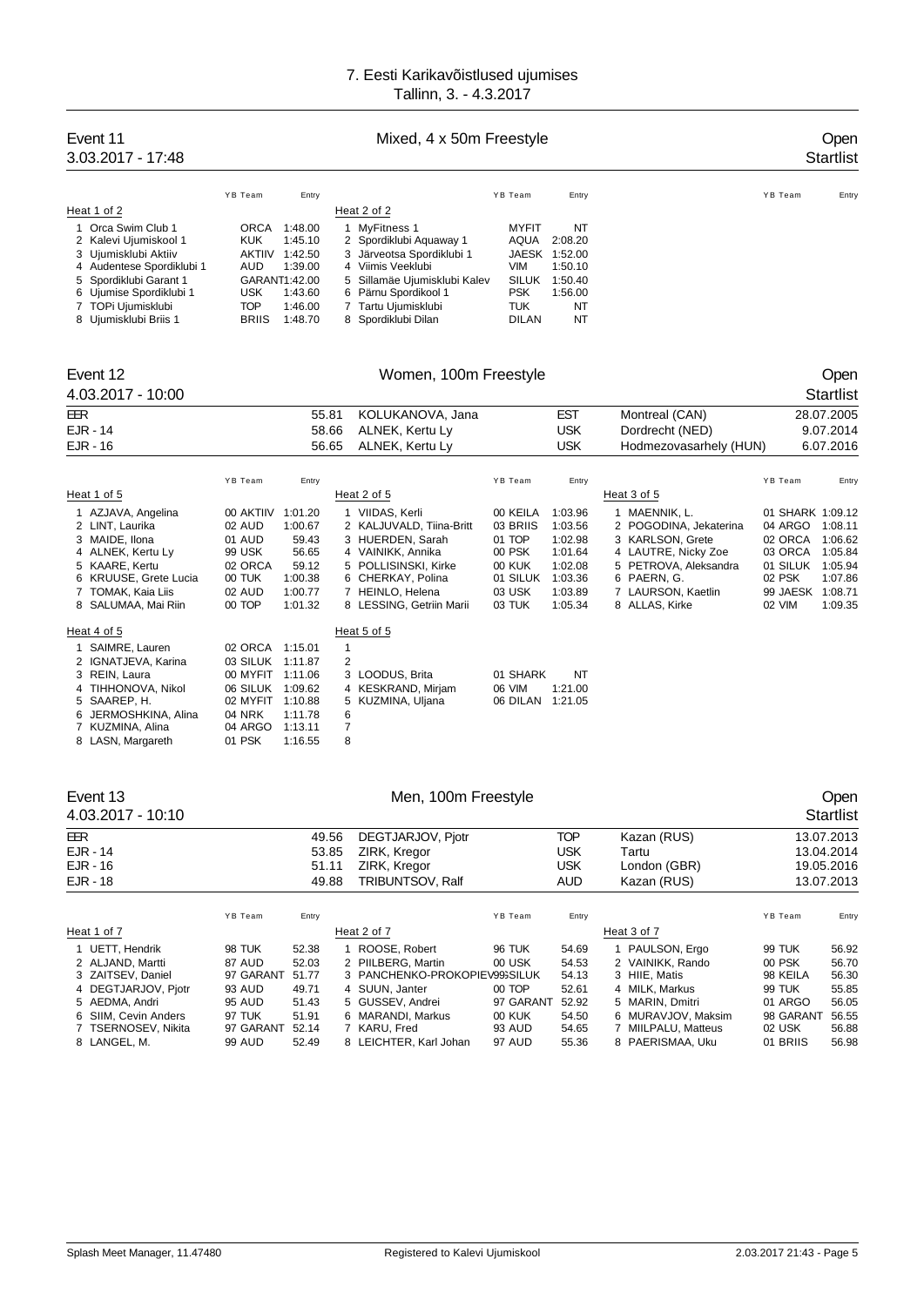# 7. Eesti Karikavõistlused ujumises

Tallinn, 3. - 4.3.2017

## Event 11 — Mixed, 4 x 50m Freestyle — Open

3.03.2017 - 17:48 — Startlist

**Heat 1 of 2**

| | Team | Code | Entry |
|---|---|---|---|
| 1 | Orca Swim Club 1 | ORCA | 1:48.00 |
| 2 | Kalevi Ujumiskool 1 | KUK | 1:45.10 |
| 3 | Ujumisklubi Aktiiv | AKTIIV | 1:42.50 |
| 4 | Audentese Spordiklubi 1 | AUD | 1:39.00 |
| 5 | Spordiklubi Garant 1 | GARANT | 1:42.00 |
| 6 | Ujumise Spordiklubi 1 | USK | 1:43.60 |
| 7 | TOPi Ujumisklubi | TOP | 1:46.00 |
| 8 | Ujumisklubi Briis 1 | BRIIS | 1:48.70 |

**Heat 2 of 2**

| | Team | Code | Entry |
|---|---|---|---|
| 1 | MyFitness 1 | MYFIT | NT |
| 2 | Spordiklubi Aquaway 1 | AQUA | 2:08.20 |
| 3 | Järveotsa Spordiklubi 1 | JAESK | 1:52.00 |
| 4 | Viimis Veeklubi | VIM | 1:50.10 |
| 5 | Sillamäe Ujumisklubi Kalev | SILUK | 1:50.40 |
| 6 | Pärnu Spordikool 1 | PSK | 1:56.00 |
| 7 | Tartu Ujumisklubi | TUK | NT |
| 8 | Spordiklubi Dilan | DILAN | NT |

## Event 12 — Women, 100m Freestyle — Open

4.03.2017 - 10:00 — Startlist

| Record | Time | Name | Team | Place | Date |
|---|---|---|---|---|---|
| EER | 55.81 | KOLUKANOVA, Jana | EST | Montreal (CAN) | 28.07.2005 |
| EJR - 14 | 58.66 | ALNEK, Kertu Ly | USK | Dordrecht (NED) | 9.07.2014 |
| EJR - 16 | 56.65 | ALNEK, Kertu Ly | USK | Hodmezovasarhely (HUN) | 6.07.2016 |

**Heat 1 of 5**

| | Name | YB | Team | Entry |
|---|---|---|---|---|
| 1 | AZJAVA, Angelina | 00 | AKTIIV | 1:01.20 |
| 2 | LINT, Laurika | 02 | AUD | 1:00.67 |
| 3 | MAIDE, Ilona | 01 | AUD | 59.43 |
| 4 | ALNEK, Kertu Ly | 99 | USK | 56.65 |
| 5 | KAARE, Kertu | 02 | ORCA | 59.12 |
| 6 | KRUUSE, Grete Lucia | 00 | TUK | 1:00.38 |
| 7 | TOMAK, Kaia Liis | 02 | AUD | 1:00.77 |
| 8 | SALUMAA, Mai Riin | 00 | TOP | 1:01.32 |

**Heat 2 of 5**

| | Name | YB | Team | Entry |
|---|---|---|---|---|
| 1 | VIIDAS, Kerli | 00 | KEILA | 1:03.96 |
| 2 | KALJUVALD, Tiina-Britt | 03 | BRIIS | 1:03.56 |
| 3 | HUERDEN, Sarah | 01 | TOP | 1:02.98 |
| 4 | VAINIKK, Annika | 00 | PSK | 1:01.64 |
| 5 | POLLISINSKI, Kirke | 00 | KUK | 1:02.08 |
| 6 | CHERKAY, Polina | 01 | SILUK | 1:03.36 |
| 7 | HEINLO, Helena | 03 | USK | 1:03.89 |
| 8 | LESSING, Getriin Marii | 03 | TUK | 1:05.34 |

**Heat 3 of 5**

| | Name | YB | Team | Entry |
|---|---|---|---|---|
| 1 | MAENNIK, L. | 01 | SHARK | 1:09.12 |
| 2 | POGODINA, Jekaterina | 04 | ARGO | 1:08.11 |
| 3 | KARLSON, Grete | 02 | ORCA | 1:06.62 |
| 4 | LAUTRE, Nicky Zoe | 03 | ORCA | 1:05.84 |
| 5 | PETROVA, Aleksandra | 01 | SILUK | 1:05.94 |
| 6 | PAERN, G. | 02 | PSK | 1:07.86 |
| 7 | LAURSON, Kaetlin | 99 | JAESK | 1:08.71 |
| 8 | ALLAS, Kirke | 02 | VIM | 1:09.35 |

**Heat 4 of 5**

| | Name | YB | Team | Entry |
|---|---|---|---|---|
| 1 | SAIMRE, Lauren | 02 | ORCA | 1:15.01 |
| 2 | IGNATJEVA, Karina | 03 | SILUK | 1:11.87 |
| 3 | REIN, Laura | 00 | MYFIT | 1:11.06 |
| 4 | TIHHONOVA, Nikol | 06 | SILUK | 1:09.62 |
| 5 | SAAREP, H. | 02 | MYFIT | 1:10.88 |
| 6 | JERMOSHKINA, Alina | 04 | NRK | 1:11.78 |
| 7 | KUZMINA, Alina | 04 | ARGO | 1:13.11 |
| 8 | LASN, Margareth | 01 | PSK | 1:16.55 |

**Heat 5 of 5**

| | Name | YB | Team | Entry |
|---|---|---|---|---|
| 1 | | | | |
| 2 | | | | |
| 3 | LOODUS, Brita | 01 | SHARK | NT |
| 4 | KESKRAND, Mirjam | 06 | VIM | 1:21.00 |
| 5 | KUZMINA, Uljana | 06 | DILAN | 1:21.05 |
| 6 | | | | |
| 7 | | | | |
| 8 | | | | |

## Event 13 — Men, 100m Freestyle — Open

4.03.2017 - 10:10 — Startlist

| Record | Time | Name | Team | Place | Date |
|---|---|---|---|---|---|
| EER | 49.56 | DEGTJARJOV, Pjotr | TOP | Kazan (RUS) | 13.07.2013 |
| EJR - 14 | 53.85 | ZIRK, Kregor | USK | Tartu | 13.04.2014 |
| EJR - 16 | 51.11 | ZIRK, Kregor | USK | London (GBR) | 19.05.2016 |
| EJR - 18 | 49.88 | TRIBUNTSOV, Ralf | AUD | Kazan (RUS) | 13.07.2013 |

**Heat 1 of 7**

| | Name | YB | Team | Entry |
|---|---|---|---|---|
| 1 | UETT, Hendrik | 98 | TUK | 52.38 |
| 2 | ALJAND, Martti | 87 | AUD | 52.03 |
| 3 | ZAITSEV, Daniel | 97 | GARANT | 51.77 |
| 4 | DEGTJARJOV, Pjotr | 93 | AUD | 49.71 |
| 5 | AEDMA, Andri | 95 | AUD | 51.43 |
| 6 | SIIM, Cevin Anders | 97 | TUK | 51.91 |
| 7 | TSERNOSEV, Nikita | 97 | GARANT | 52.14 |
| 8 | LANGEL, M. | 99 | AUD | 52.49 |

**Heat 2 of 7**

| | Name | YB | Team | Entry |
|---|---|---|---|---|
| 1 | ROOSE, Robert | 96 | TUK | 54.69 |
| 2 | PIILBERG, Martin | 00 | USK | 54.53 |
| 3 | PANCHENKO-PROKOPIEV | 99 | SILUK | 54.13 |
| 4 | SUUN, Janter | 00 | TOP | 52.61 |
| 5 | GUSSEV, Andrei | 97 | GARANT | 52.92 |
| 6 | MARANDI, Markus | 00 | KUK | 54.50 |
| 7 | KARU, Fred | 93 | AUD | 54.65 |
| 8 | LEICHTER, Karl Johan | 97 | AUD | 55.36 |

**Heat 3 of 7**

| | Name | YB | Team | Entry |
|---|---|---|---|---|
| 1 | PAULSON, Ergo | 99 | TUK | 56.92 |
| 2 | VAINIKK, Rando | 00 | PSK | 56.70 |
| 3 | HIIE, Matis | 98 | KEILA | 56.30 |
| 4 | MILK, Markus | 99 | TUK | 55.85 |
| 5 | MARIN, Dmitri | 01 | ARGO | 56.05 |
| 6 | MURAVJOV, Maksim | 98 | GARANT | 56.55 |
| 7 | MIILPALU, Matteus | 02 | USK | 56.88 |
| 8 | PAERISMAA, Uku | 01 | BRIIS | 56.98 |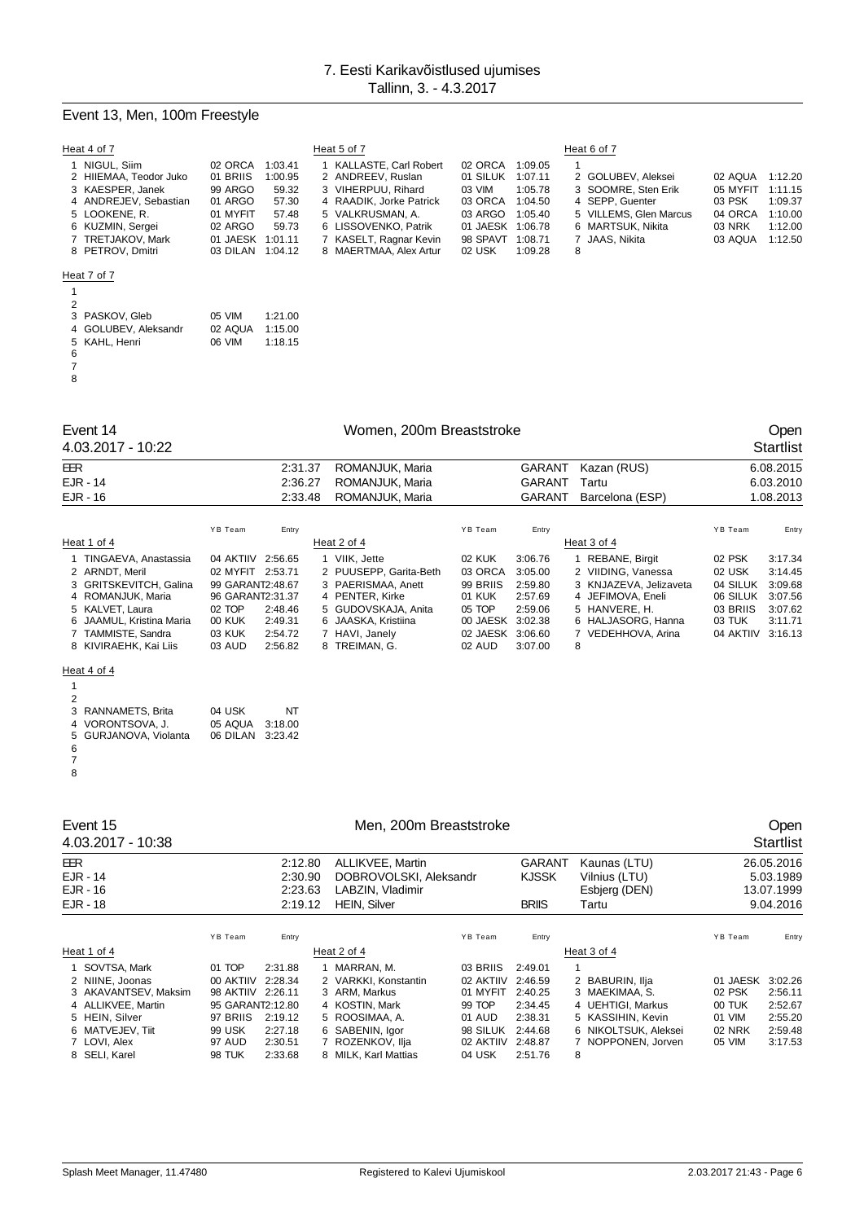# 7. Eesti Karikavõistlused ujumises

Tallinn, 3. - 4.3.2017

## Event 13, Men, 100m Freestyle

Heat 4 of 7

| Lane | Name | YB | Team | Entry |
|---|---|---|---|---|
| 1 | NIGUL, Siim | 02 | ORCA | 1:03.41 |
| 2 | HIIEMAA, Teodor Juko | 01 | BRIIS | 1:00.95 |
| 3 | KAESPER, Janek | 99 | ARGO | 59.32 |
| 4 | ANDREJEV, Sebastian | 01 | ARGO | 57.30 |
| 5 | LOOKENE, R. | 01 | MYFIT | 57.48 |
| 6 | KUZMIN, Sergei | 02 | ARGO | 59.73 |
| 7 | TRETJAKOV, Mark | 01 | JAESK | 1:01.11 |
| 8 | PETROV, Dmitri | 03 | DILAN | 1:04.12 |

Heat 5 of 7

| Lane | Name | YB | Team | Entry |
|---|---|---|---|---|
| 1 | KALLASTE, Carl Robert | 02 | ORCA | 1:09.05 |
| 2 | ANDREEV, Ruslan | 01 | SILUK | 1:07.11 |
| 3 | VIHERPUU, Rihard | 03 | VIM | 1:05.78 |
| 4 | RAADIK, Jorke Patrick | 03 | ORCA | 1:04.50 |
| 5 | VALKRUSMAN, A. | 03 | ARGO | 1:05.40 |
| 6 | LISSOVENKO, Patrik | 01 | JAESK | 1:06.78 |
| 7 | KASELT, Ragnar Kevin | 98 | SPAVT | 1:08.71 |
| 8 | MAERTMAA, Alex Artur | 02 | USK | 1:09.28 |

Heat 6 of 7

| Lane | Name | YB | Team | Entry |
|---|---|---|---|---|
| 1 | | | | |
| 2 | GOLUBEV, Aleksei | 02 | AQUA | 1:12.20 |
| 3 | SOOMRE, Sten Erik | 05 | MYFIT | 1:11.15 |
| 4 | SEPP, Guenter | 03 | PSK | 1:09.37 |
| 5 | VILLEMS, Glen Marcus | 04 | ORCA | 1:10.00 |
| 6 | MARTSUK, Nikita | 03 | NRK | 1:12.00 |
| 7 | JAAS, Nikita | 03 | AQUA | 1:12.50 |
| 8 | | | | |

Heat 7 of 7

| Lane | Name | YB | Team | Entry |
|---|---|---|---|---|
| 1 | | | | |
| 2 | | | | |
| 3 | PASKOV, Gleb | 05 | VIM | 1:21.00 |
| 4 | GOLUBEV, Aleksandr | 02 | AQUA | 1:15.00 |
| 5 | KAHL, Henri | 06 | VIM | 1:18.15 |
| 6 | | | | |
| 7 | | | | |
| 8 | | | | |

## Event 14 — Women, 200m Breaststroke — Open

4.03.2017 - 10:22 — Startlist

| Record | Time | Name | Club | Place | Date |
|---|---|---|---|---|---|
| EER | 2:31.37 | ROMANJUK, Maria | GARANT | Kazan (RUS) | 6.08.2015 |
| EJR - 14 | 2:36.27 | ROMANJUK, Maria | GARANT | Tartu | 6.03.2010 |
| EJR - 16 | 2:33.48 | ROMANJUK, Maria | GARANT | Barcelona (ESP) | 1.08.2013 |

Heat 1 of 4

| Lane | Name | YB | Team | Entry |
|---|---|---|---|---|
| 1 | TINGAEVA, Anastassia | 04 | AKTIIV | 2:56.65 |
| 2 | ARNDT, Meril | 02 | MYFIT | 2:53.71 |
| 3 | GRITSKEVITCH, Galina | 99 | GARANT | 2:48.67 |
| 4 | ROMANJUK, Maria | 96 | GARANT | 2:31.37 |
| 5 | KALVET, Laura | 02 | TOP | 2:48.46 |
| 6 | JAAMUL, Kristina Maria | 00 | KUK | 2:49.31 |
| 7 | TAMMISTE, Sandra | 03 | KUK | 2:54.72 |
| 8 | KIVIRAEHK, Kai Liis | 03 | AUD | 2:56.82 |

Heat 2 of 4

| Lane | Name | YB | Team | Entry |
|---|---|---|---|---|
| 1 | VIIK, Jette | 02 | KUK | 3:06.76 |
| 2 | PUUSEPP, Garita-Beth | 03 | ORCA | 3:05.00 |
| 3 | PAERISMAA, Anett | 99 | BRIIS | 2:59.80 |
| 4 | PENTER, Kirke | 01 | KUK | 2:57.69 |
| 5 | GUDOVSKAJA, Anita | 05 | TOP | 2:59.06 |
| 6 | JAASKA, Kristiina | 00 | JAESK | 3:02.38 |
| 7 | HAVI, Janely | 02 | JAESK | 3:06.60 |
| 8 | TREIMAN, G. | 02 | AUD | 3:07.00 |

Heat 3 of 4

| Lane | Name | YB | Team | Entry |
|---|---|---|---|---|
| 1 | REBANE, Birgit | 02 | PSK | 3:17.34 |
| 2 | VIIDING, Vanessa | 02 | USK | 3:14.45 |
| 3 | KNJAZEVA, Jelizaveta | 04 | SILUK | 3:09.68 |
| 4 | JEFIMOVA, Eneli | 06 | SILUK | 3:07.56 |
| 5 | HANVERE, H. | 03 | BRIIS | 3:07.62 |
| 6 | HALJASORG, Hanna | 03 | TUK | 3:11.71 |
| 7 | VEDEHHOVA, Arina | 04 | AKTIIV | 3:16.13 |
| 8 | | | | |

Heat 4 of 4

| Lane | Name | YB | Team | Entry |
|---|---|---|---|---|
| 1 | | | | |
| 2 | | | | |
| 3 | RANNAMETS, Brita | 04 | USK | NT |
| 4 | VORONTSOVA, J. | 05 | AQUA | 3:18.00 |
| 5 | GURJANOVA, Violanta | 06 | DILAN | 3:23.42 |
| 6 | | | | |
| 7 | | | | |
| 8 | | | | |

## Event 15 — Men, 200m Breaststroke — Open

4.03.2017 - 10:38 — Startlist

| Record | Time | Name | Club | Place | Date |
|---|---|---|---|---|---|
| EER | 2:12.80 | ALLIKVEE, Martin | GARANT | Kaunas (LTU) | 26.05.2016 |
| EJR - 14 | 2:30.90 | DOBROVOLSKI, Aleksandr | KJSSK | Vilnius (LTU) | 5.03.1989 |
| EJR - 16 | 2:23.63 | LABZIN, Vladimir | | Esbjerg (DEN) | 13.07.1999 |
| EJR - 18 | 2:19.12 | HEIN, Silver | BRIIS | Tartu | 9.04.2016 |

Heat 1 of 4

| Lane | Name | YB | Team | Entry |
|---|---|---|---|---|
| 1 | SOVTSA, Mark | 01 | TOP | 2:31.88 |
| 2 | NIINE, Joonas | 00 | AKTIIV | 2:28.34 |
| 3 | AKAVANTSEV, Maksim | 98 | AKTIIV | 2:26.11 |
| 4 | ALLIKVEE, Martin | 95 | GARANT | 2:12.80 |
| 5 | HEIN, Silver | 97 | BRIIS | 2:19.12 |
| 6 | MATVEJEV, Tiit | 99 | USK | 2:27.18 |
| 7 | LOVI, Alex | 97 | AUD | 2:30.51 |
| 8 | SELI, Karel | 98 | TUK | 2:33.68 |

Heat 2 of 4

| Lane | Name | YB | Team | Entry |
|---|---|---|---|---|
| 1 | MARRAN, M. | 03 | BRIIS | 2:49.01 |
| 2 | VARKKI, Konstantin | 02 | AKTIIV | 2:46.59 |
| 3 | ARM, Markus | 01 | MYFIT | 2:40.25 |
| 4 | KOSTIN, Mark | 99 | TOP | 2:34.45 |
| 5 | ROOSIMAA, A. | 01 | AUD | 2:38.31 |
| 6 | SABENIN, Igor | 98 | SILUK | 2:44.68 |
| 7 | ROZENKOV, Ilja | 02 | AKTIIV | 2:48.87 |
| 8 | MILK, Karl Mattias | 04 | USK | 2:51.76 |

Heat 3 of 4

| Lane | Name | YB | Team | Entry |
|---|---|---|---|---|
| 1 | | | | |
| 2 | BABURIN, Ilja | 01 | JAESK | 3:02.26 |
| 3 | MAEKIMAA, S. | 02 | PSK | 2:56.11 |
| 4 | UEHTIGI, Markus | 00 | TUK | 2:52.67 |
| 5 | KASSIHIN, Kevin | 01 | VIM | 2:55.20 |
| 6 | NIKOLTSUK, Aleksei | 02 | NRK | 2:59.48 |
| 7 | NOPPONEN, Jorven | 05 | VIM | 3:17.53 |
| 8 | | | | |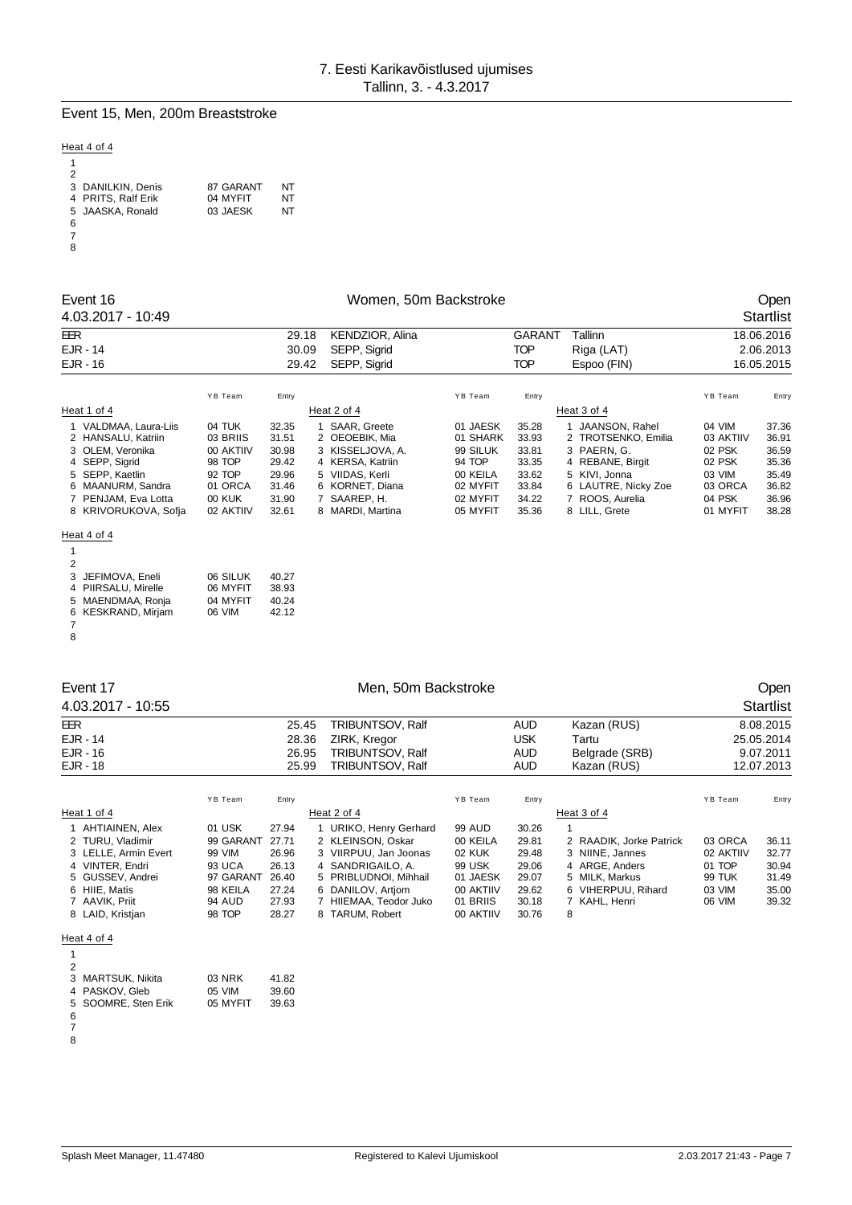# 7. Eesti Karikavõistlused ujumises

Tallinn, 3. - 4.3.2017

## Event 15, Men, 200m Breaststroke

Heat 4 of 4

| Lane | Name | YB Team | Entry |
|---|---|---|---|
| 1 | | | |
| 2 | | | |
| 3 | DANILKIN, Denis | 87 GARANT | NT |
| 4 | PRITS, Ralf Erik | 04 MYFIT | NT |
| 5 | JAASKA, Ronald | 03 JAESK | NT |
| 6 | | | |
| 7 | | | |
| 8 | | | |

## Event 16 — Women, 50m Backstroke — Open

4.03.2017 - 10:49 — Startlist

| | | | | | |
|---|---|---|---|---|---|
| EER | 29.18 | KENDZIOR, Alina | GARANT | Tallinn | 18.06.2016 |
| EJR - 14 | 30.09 | SEPP, Sigrid | TOP | Riga (LAT) | 2.06.2013 |
| EJR - 16 | 29.42 | SEPP, Sigrid | TOP | Espoo (FIN) | 16.05.2015 |

Heat 1 of 4

| Lane | Name | YB Team | Entry |
|---|---|---|---|
| 1 | VALDMAA, Laura-Liis | 04 TUK | 32.35 |
| 2 | HANSALU, Katriin | 03 BRIIS | 31.51 |
| 3 | OLEM, Veronika | 00 AKTIIV | 30.98 |
| 4 | SEPP, Sigrid | 98 TOP | 29.42 |
| 5 | SEPP, Kaetlin | 92 TOP | 29.96 |
| 6 | MAANURM, Sandra | 01 ORCA | 31.46 |
| 7 | PENJAM, Eva Lotta | 00 KUK | 31.90 |
| 8 | KRIVORUKOVA, Sofja | 02 AKTIIV | 32.61 |

Heat 2 of 4

| Lane | Name | YB Team | Entry |
|---|---|---|---|
| 1 | SAAR, Greete | 01 JAESK | 35.28 |
| 2 | OEOEBIK, Mia | 01 SHARK | 33.93 |
| 3 | KISSELJOVA, A. | 99 SILUK | 33.81 |
| 4 | KERSA, Katriin | 94 TOP | 33.35 |
| 5 | VIIDAS, Kerli | 00 KEILA | 33.62 |
| 6 | KORNET, Diana | 02 MYFIT | 33.84 |
| 7 | SAAREP, H. | 02 MYFIT | 34.22 |
| 8 | MARDI, Martina | 05 MYFIT | 35.36 |

Heat 3 of 4

| Lane | Name | YB Team | Entry |
|---|---|---|---|
| 1 | JAANSON, Rahel | 04 VIM | 37.36 |
| 2 | TROTSENKO, Emilia | 03 AKTIIV | 36.91 |
| 3 | PAERN, G. | 02 PSK | 36.59 |
| 4 | REBANE, Birgit | 02 PSK | 35.36 |
| 5 | KIVI, Jonna | 03 VIM | 35.49 |
| 6 | LAUTRE, Nicky Zoe | 03 ORCA | 36.82 |
| 7 | ROOS, Aurelia | 04 PSK | 36.96 |
| 8 | LILL, Grete | 01 MYFIT | 38.28 |

Heat 4 of 4

| Lane | Name | YB Team | Entry |
|---|---|---|---|
| 1 | | | |
| 2 | | | |
| 3 | JEFIMOVA, Eneli | 06 SILUK | 40.27 |
| 4 | PIIRSALU, Mirelle | 06 MYFIT | 38.93 |
| 5 | MAENDMAA, Ronja | 04 MYFIT | 40.24 |
| 6 | KESKRAND, Mirjam | 06 VIM | 42.12 |
| 7 | | | |
| 8 | | | |

## Event 17 — Men, 50m Backstroke — Open

4.03.2017 - 10:55 — Startlist

| | | | | | |
|---|---|---|---|---|---|
| EER | 25.45 | TRIBUNTSOV, Ralf | AUD | Kazan (RUS) | 8.08.2015 |
| EJR - 14 | 28.36 | ZIRK, Kregor | USK | Tartu | 25.05.2014 |
| EJR - 16 | 26.95 | TRIBUNTSOV, Ralf | AUD | Belgrade (SRB) | 9.07.2011 |
| EJR - 18 | 25.99 | TRIBUNTSOV, Ralf | AUD | Kazan (RUS) | 12.07.2013 |

Heat 1 of 4

| Lane | Name | YB Team | Entry |
|---|---|---|---|
| 1 | AHTIAINEN, Alex | 01 USK | 27.94 |
| 2 | TURU, Vladimir | 99 GARANT | 27.71 |
| 3 | LELLE, Armin Evert | 99 VIM | 26.96 |
| 4 | VINTER, Endri | 93 UCA | 26.13 |
| 5 | GUSSEV, Andrei | 97 GARANT | 26.40 |
| 6 | HIIE, Matis | 98 KEILA | 27.24 |
| 7 | AAVIK, Priit | 94 AUD | 27.93 |
| 8 | LAID, Kristjan | 98 TOP | 28.27 |

Heat 2 of 4

| Lane | Name | YB Team | Entry |
|---|---|---|---|
| 1 | URIKO, Henry Gerhard | 99 AUD | 30.26 |
| 2 | KLEINSON, Oskar | 00 KEILA | 29.81 |
| 3 | VIIRPUU, Jan Joonas | 02 KUK | 29.48 |
| 4 | SANDRIGAILO, A. | 99 USK | 29.06 |
| 5 | PRIBLUDNOI, Mihhail | 01 JAESK | 29.07 |
| 6 | DANILOV, Artjom | 00 AKTIIV | 29.62 |
| 7 | HIIEMAA, Teodor Juko | 01 BRIIS | 30.18 |
| 8 | TARUM, Robert | 00 AKTIIV | 30.76 |

Heat 3 of 4

| Lane | Name | YB Team | Entry |
|---|---|---|---|
| 1 | | | |
| 2 | RAADIK, Jorke Patrick | 03 ORCA | 36.11 |
| 3 | NIINE, Jannes | 02 AKTIIV | 32.77 |
| 4 | ARGE, Anders | 01 TOP | 30.94 |
| 5 | MILK, Markus | 99 TUK | 31.49 |
| 6 | VIHERPUU, Rihard | 03 VIM | 35.00 |
| 7 | KAHL, Henri | 06 VIM | 39.32 |
| 8 | | | |

Heat 4 of 4

| Lane | Name | YB Team | Entry |
|---|---|---|---|
| 1 | | | |
| 2 | | | |
| 3 | MARTSUK, Nikita | 03 NRK | 41.82 |
| 4 | PASKOV, Gleb | 05 VIM | 39.60 |
| 5 | SOOMRE, Sten Erik | 05 MYFIT | 39.63 |
| 6 | | | |
| 7 | | | |
| 8 | | | |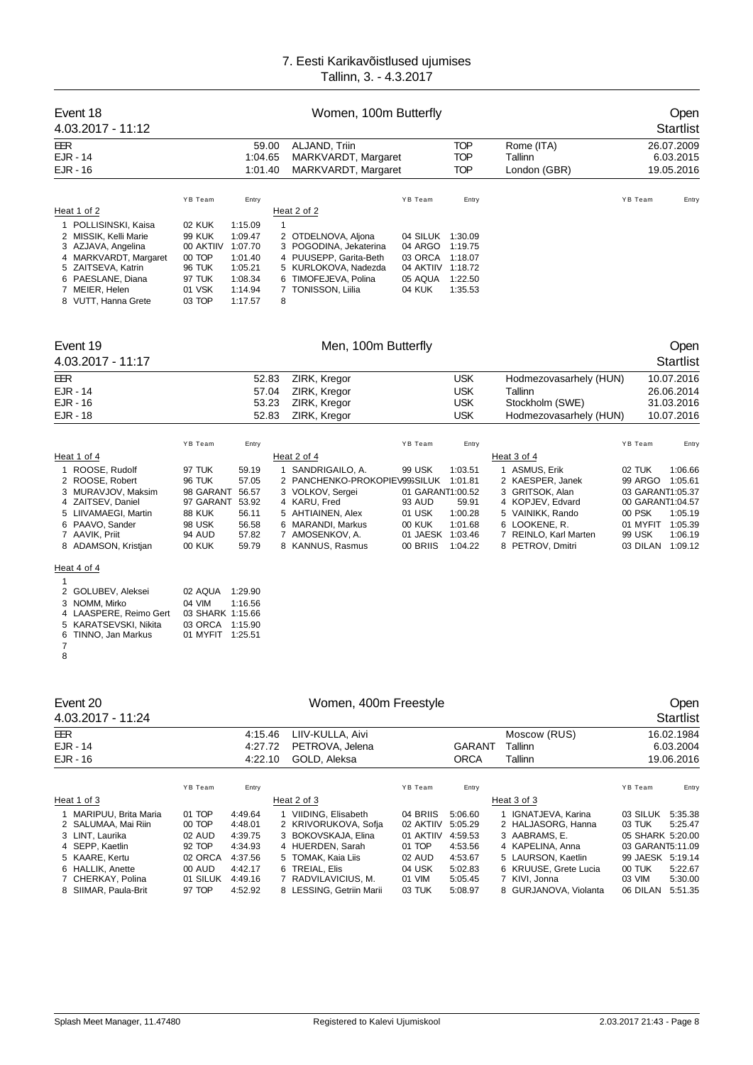# 7. Eesti Karikavõistlused ujumises

Tallinn, 3. - 4.3.2017

## Event 18 — Women, 100m Butterfly — Open

4.03.2017 - 11:12 — Startlist

| | | | | | |
|---|---|---|---|---|---|
| EER | 59.00 | ALJAND, Triin | TOP | Rome (ITA) | 26.07.2009 |
| EJR - 14 | 1:04.65 | MARKVARDT, Margaret | TOP | Tallinn | 6.03.2015 |
| EJR - 16 | 1:01.40 | MARKVARDT, Margaret | TOP | London (GBR) | 19.05.2016 |

**Heat 1 of 2**

| Lane | Name | YB | Team | Entry |
|---|---|---|---|---|
| 1 | POLLISINSKI, Kaisa | 02 | KUK | 1:15.09 |
| 2 | MISSIK, Kelli Marie | 99 | KUK | 1:09.47 |
| 3 | AZJAVA, Angelina | 00 | AKTIIV | 1:07.70 |
| 4 | MARKVARDT, Margaret | 00 | TOP | 1:01.40 |
| 5 | ZAITSEVA, Katrin | 96 | TUK | 1:05.21 |
| 6 | PAESLANE, Diana | 97 | TUK | 1:08.34 |
| 7 | MEIER, Helen | 01 | VSK | 1:14.94 |
| 8 | VUTT, Hanna Grete | 03 | TOP | 1:17.57 |

**Heat 2 of 2**

| Lane | Name | YB | Team | Entry |
|---|---|---|---|---|
| 1 | | | | |
| 2 | OTDELNOVA, Aljona | 04 | SILUK | 1:30.09 |
| 3 | POGODINA, Jekaterina | 04 | ARGO | 1:19.75 |
| 4 | PUUSEPP, Garita-Beth | 03 | ORCA | 1:18.07 |
| 5 | KURLOKOVA, Nadezda | 04 | AKTIIV | 1:18.72 |
| 6 | TIMOFEJEVA, Polina | 05 | AQUA | 1:22.50 |
| 7 | TONISSON, Liilia | 04 | KUK | 1:35.53 |
| 8 | | | | |

## Event 19 — Men, 100m Butterfly — Open

4.03.2017 - 11:17 — Startlist

| | | | | | |
|---|---|---|---|---|---|
| EER | 52.83 | ZIRK, Kregor | USK | Hodmezovasarhely (HUN) | 10.07.2016 |
| EJR - 14 | 57.04 | ZIRK, Kregor | USK | Tallinn | 26.06.2014 |
| EJR - 16 | 53.23 | ZIRK, Kregor | USK | Stockholm (SWE) | 31.03.2016 |
| EJR - 18 | 52.83 | ZIRK, Kregor | USK | Hodmezovasarhely (HUN) | 10.07.2016 |

**Heat 1 of 4**

| Lane | Name | YB | Team | Entry |
|---|---|---|---|---|
| 1 | ROOSE, Rudolf | 97 | TUK | 59.19 |
| 2 | ROOSE, Robert | 96 | TUK | 57.05 |
| 3 | MURAVJOV, Maksim | 98 | GARANT | 56.57 |
| 4 | ZAITSEV, Daniel | 97 | GARANT | 53.92 |
| 5 | LIIVAMAEGI, Martin | 88 | KUK | 56.11 |
| 6 | PAAVO, Sander | 98 | USK | 56.58 |
| 7 | AAVIK, Priit | 94 | AUD | 57.82 |
| 8 | ADAMSON, Kristjan | 00 | KUK | 59.79 |

**Heat 2 of 4**

| Lane | Name | YB | Team | Entry |
|---|---|---|---|---|
| 1 | SANDRIGAILO, A. | 99 | USK | 1:03.51 |
| 2 | PANCHENKO-PROKOPIEV | 99 | SILUK | 1:01.81 |
| 3 | VOLKOV, Sergei | 01 | GARANT | 1:00.52 |
| 4 | KARU, Fred | 93 | AUD | 59.91 |
| 5 | AHTIAINEN, Alex | 01 | USK | 1:00.28 |
| 6 | MARANDI, Markus | 00 | KUK | 1:01.68 |
| 7 | AMOSENKOV, A. | 01 | JAESK | 1:03.46 |
| 8 | KANNUS, Rasmus | 00 | BRIIS | 1:04.22 |

**Heat 3 of 4**

| Lane | Name | YB | Team | Entry |
|---|---|---|---|---|
| 1 | ASMUS, Erik | 02 | TUK | 1:06.66 |
| 2 | KAESPER, Janek | 99 | ARGO | 1:05.61 |
| 3 | GRITSOK, Alan | 03 | GARANT | 1:05.37 |
| 4 | KOPJEV, Edvard | 00 | GARANT | 1:04.57 |
| 5 | VAINIKK, Rando | 00 | PSK | 1:05.19 |
| 6 | LOOKENE, R. | 01 | MYFIT | 1:05.39 |
| 7 | REINLO, Karl Marten | 99 | USK | 1:06.19 |
| 8 | PETROV, Dmitri | 03 | DILAN | 1:09.12 |

**Heat 4 of 4**

| Lane | Name | YB | Team | Entry |
|---|---|---|---|---|
| 1 | | | | |
| 2 | GOLUBEV, Aleksei | 02 | AQUA | 1:29.90 |
| 3 | NOMM, Mirko | 04 | VIM | 1:16.56 |
| 4 | LAASPERE, Reimo Gert | 03 | SHARK | 1:15.66 |
| 5 | KARATSEVSKI, Nikita | 03 | ORCA | 1:15.90 |
| 6 | TINNO, Jan Markus | 01 | MYFIT | 1:25.51 |
| 7 | | | | |
| 8 | | | | |

## Event 20 — Women, 400m Freestyle — Open

4.03.2017 - 11:24 — Startlist

| | | | | | |
|---|---|---|---|---|---|
| EER | 4:15.46 | LIIV-KULLA, Aivi | | Moscow (RUS) | 16.02.1984 |
| EJR - 14 | 4:27.72 | PETROVA, Jelena | GARANT | Tallinn | 6.03.2004 |
| EJR - 16 | 4:22.10 | GOLD, Aleksa | ORCA | Tallinn | 19.06.2016 |

**Heat 1 of 3**

| Lane | Name | YB | Team | Entry |
|---|---|---|---|---|
| 1 | MARIPUU, Brita Maria | 01 | TOP | 4:49.64 |
| 2 | SALUMAA, Mai Riin | 00 | TOP | 4:48.01 |
| 3 | LINT, Laurika | 02 | AUD | 4:39.75 |
| 4 | SEPP, Kaetlin | 92 | TOP | 4:34.93 |
| 5 | KAARE, Kertu | 02 | ORCA | 4:37.56 |
| 6 | HALLIK, Anette | 00 | AUD | 4:42.17 |
| 7 | CHERKAY, Polina | 01 | SILUK | 4:49.16 |
| 8 | SIIMAR, Paula-Brit | 97 | TOP | 4:52.92 |

**Heat 2 of 3**

| Lane | Name | YB | Team | Entry |
|---|---|---|---|---|
| 1 | VIIDING, Elisabeth | 04 | BRIIS | 5:06.60 |
| 2 | KRIVORUKOVA, Sofja | 02 | AKTIIV | 5:05.29 |
| 3 | BOKOVSKAJA, Elina | 01 | AKTIIV | 4:59.53 |
| 4 | HUERDEN, Sarah | 01 | TOP | 4:53.56 |
| 5 | TOMAK, Kaia Liis | 02 | AUD | 4:53.67 |
| 6 | TREIAL, Elis | 04 | USK | 5:02.83 |
| 7 | RADVILAVICIUS, M. | 01 | VIM | 5:05.45 |
| 8 | LESSING, Getriin Marii | 03 | TUK | 5:08.97 |

**Heat 3 of 3**

| Lane | Name | YB | Team | Entry |
|---|---|---|---|---|
| 1 | IGNATJEVA, Karina | 03 | SILUK | 5:35.38 |
| 2 | HALJASORG, Hanna | 03 | TUK | 5:25.47 |
| 3 | AABRAMS, E. | 05 | SHARK | 5:20.00 |
| 4 | KAPELINA, Anna | 03 | GARANT | 5:11.09 |
| 5 | LAURSON, Kaetlin | 99 | JAESK | 5:19.14 |
| 6 | KRUUSE, Grete Lucia | 00 | TUK | 5:22.67 |
| 7 | KIVI, Jonna | 03 | VIM | 5:30.00 |
| 8 | GURJANOVA, Violanta | 06 | DILAN | 5:51.35 |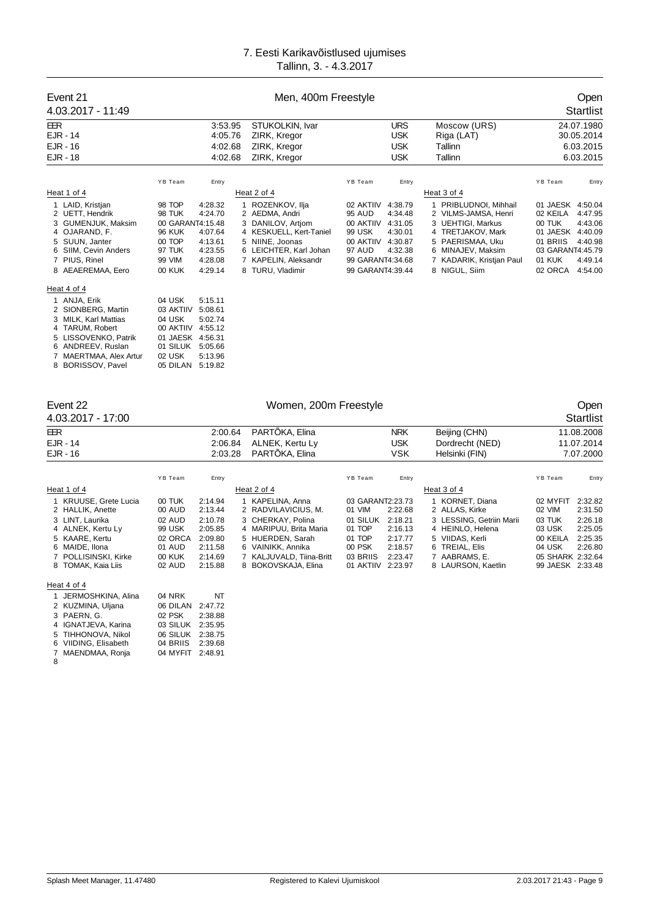# 7. Eesti Karikavõistlused ujumises
Tallinn, 3. - 4.3.2017

## Event 21 — Men, 400m Freestyle — Open

4.03.2017 - 11:49 — Startlist

| Record | Time | Name | Team | Place | Date |
|---|---|---|---|---|---|
| EER | 3:53.95 | STUKOLKIN, Ivar | URS | Moscow (URS) | 24.07.1980 |
| EJR - 14 | 4:05.76 | ZIRK, Kregor | USK | Riga (LAT) | 30.05.2014 |
| EJR - 16 | 4:02.68 | ZIRK, Kregor | USK | Tallinn | 6.03.2015 |
| EJR - 18 | 4:02.68 | ZIRK, Kregor | USK | Tallinn | 6.03.2015 |

### Heat 1 of 4

| Lane | Name | YB | Team | Entry |
|---|---|---|---|---|
| 1 | LAID, Kristjan | 98 | TOP | 4:28.32 |
| 2 | UETT, Hendrik | 98 | TUK | 4:24.70 |
| 3 | GUMENJUK, Maksim | 00 | GARANT | 4:15.48 |
| 4 | OJARAND, F. | 96 | KUK | 4:07.64 |
| 5 | SUUN, Janter | 00 | TOP | 4:13.61 |
| 6 | SIIM, Cevin Anders | 97 | TUK | 4:23.55 |
| 7 | PIUS, Rinel | 99 | VIM | 4:28.08 |
| 8 | AEAEREMAA, Eero | 00 | KUK | 4:29.14 |

### Heat 2 of 4

| Lane | Name | YB | Team | Entry |
|---|---|---|---|---|
| 1 | ROZENKOV, Ilja | 02 | AKTIIV | 4:38.79 |
| 2 | AEDMA, Andri | 95 | AUD | 4:34.48 |
| 3 | DANILOV, Artjom | 00 | AKTIIV | 4:31.05 |
| 4 | KESKUELL, Kert-Taniel | 99 | USK | 4:30.01 |
| 5 | NIINE, Joonas | 00 | AKTIIV | 4:30.87 |
| 6 | LEICHTER, Karl Johan | 97 | AUD | 4:32.38 |
| 7 | KAPELIN, Aleksandr | 99 | GARANT | 4:34.68 |
| 8 | TURU, Vladimir | 99 | GARANT | 4:39.44 |

### Heat 3 of 4

| Lane | Name | YB | Team | Entry |
|---|---|---|---|---|
| 1 | PRIBLUDNOI, Mihhail | 01 | JAESK | 4:50.04 |
| 2 | VILMS-JAMSA, Henri | 02 | KEILA | 4:47.95 |
| 3 | UEHTIGI, Markus | 00 | TUK | 4:43.06 |
| 4 | TRETJAKOV, Mark | 01 | JAESK | 4:40.09 |
| 5 | PAERISMAA, Uku | 01 | BRIIS | 4:40.98 |
| 6 | MINAJEV, Maksim | 03 | GARANT | 4:45.79 |
| 7 | KADARIK, Kristjan Paul | 01 | KUK | 4:49.14 |
| 8 | NIGUL, Siim | 02 | ORCA | 4:54.00 |

### Heat 4 of 4

| Lane | Name | YB | Team | Entry |
|---|---|---|---|---|
| 1 | ANJA, Erik | 04 | USK | 5:15.11 |
| 2 | SIONBERG, Martin | 03 | AKTIIV | 5:08.61 |
| 3 | MILK, Karl Mattias | 04 | USK | 5:02.74 |
| 4 | TARUM, Robert | 00 | AKTIIV | 4:55.12 |
| 5 | LISSOVENKO, Patrik | 01 | JAESK | 4:56.31 |
| 6 | ANDREEV, Ruslan | 01 | SILUK | 5:05.66 |
| 7 | MAERTMAA, Alex Artur | 02 | USK | 5:13.96 |
| 8 | BORISSOV, Pavel | 05 | DILAN | 5:19.82 |

## Event 22 — Women, 200m Freestyle — Open

4.03.2017 - 17:00 — Startlist

| Record | Time | Name | Team | Place | Date |
|---|---|---|---|---|---|
| EER | 2:00.64 | PARTÕKA, Elina | NRK | Beijing (CHN) | 11.08.2008 |
| EJR - 14 | 2:06.84 | ALNEK, Kertu Ly | USK | Dordrecht (NED) | 11.07.2014 |
| EJR - 16 | 2:03.28 | PARTÕKA, Elina | VSK | Helsinki (FIN) | 7.07.2000 |

### Heat 1 of 4

| Lane | Name | YB | Team | Entry |
|---|---|---|---|---|
| 1 | KRUUSE, Grete Lucia | 00 | TUK | 2:14.94 |
| 2 | HALLIK, Anette | 00 | AUD | 2:13.44 |
| 3 | LINT, Laurika | 02 | AUD | 2:10.78 |
| 4 | ALNEK, Kertu Ly | 99 | USK | 2:05.85 |
| 5 | KAARE, Kertu | 02 | ORCA | 2:09.80 |
| 6 | MAIDE, Ilona | 01 | AUD | 2:11.58 |
| 7 | POLLISINSKI, Kirke | 00 | KUK | 2:14.69 |
| 8 | TOMAK, Kaia Liis | 02 | AUD | 2:15.88 |

### Heat 2 of 4

| Lane | Name | YB | Team | Entry |
|---|---|---|---|---|
| 1 | KAPELINA, Anna | 03 | GARANT | 2:23.73 |
| 2 | RADVILAVICIUS, M. | 01 | VIM | 2:22.68 |
| 3 | CHERKAY, Polina | 01 | SILUK | 2:18.21 |
| 4 | MARIPUU, Brita Maria | 01 | TOP | 2:16.13 |
| 5 | HUERDEN, Sarah | 01 | TOP | 2:17.77 |
| 6 | VAINIKK, Annika | 00 | PSK | 2:18.57 |
| 7 | KALJUVALD, Tiina-Britt | 03 | BRIIS | 2:23.47 |
| 8 | BOKOVSKAJA, Elina | 01 | AKTIIV | 2:23.97 |

### Heat 3 of 4

| Lane | Name | YB | Team | Entry |
|---|---|---|---|---|
| 1 | KORNET, Diana | 02 | MYFIT | 2:32.82 |
| 2 | ALLAS, Kirke | 02 | VIM | 2:31.50 |
| 3 | LESSING, Getriin Marii | 03 | TUK | 2:26.18 |
| 4 | HEINLO, Helena | 03 | USK | 2:25.05 |
| 5 | VIIDAS, Kerli | 00 | KEILA | 2:25.35 |
| 6 | TREIAL, Elis | 04 | USK | 2:26.80 |
| 7 | AABRAMS, E. | 05 | SHARK | 2:32.64 |
| 8 | LAURSON, Kaetlin | 99 | JAESK | 2:33.48 |

### Heat 4 of 4

| Lane | Name | YB | Team | Entry |
|---|---|---|---|---|
| 1 | JERMOSHKINA, Alina | 04 | NRK | NT |
| 2 | KUZMINA, Uljana | 06 | DILAN | 2:47.72 |
| 3 | PAERN, G. | 02 | PSK | 2:38.88 |
| 4 | IGNATJEVA, Karina | 03 | SILUK | 2:35.95 |
| 5 | TIHHONOVA, Nikol | 06 | SILUK | 2:38.75 |
| 6 | VIIDING, Elisabeth | 04 | BRIIS | 2:39.68 |
| 7 | MAENDMAA, Ronja | 04 | MYFIT | 2:48.91 |
| 8 | | | | |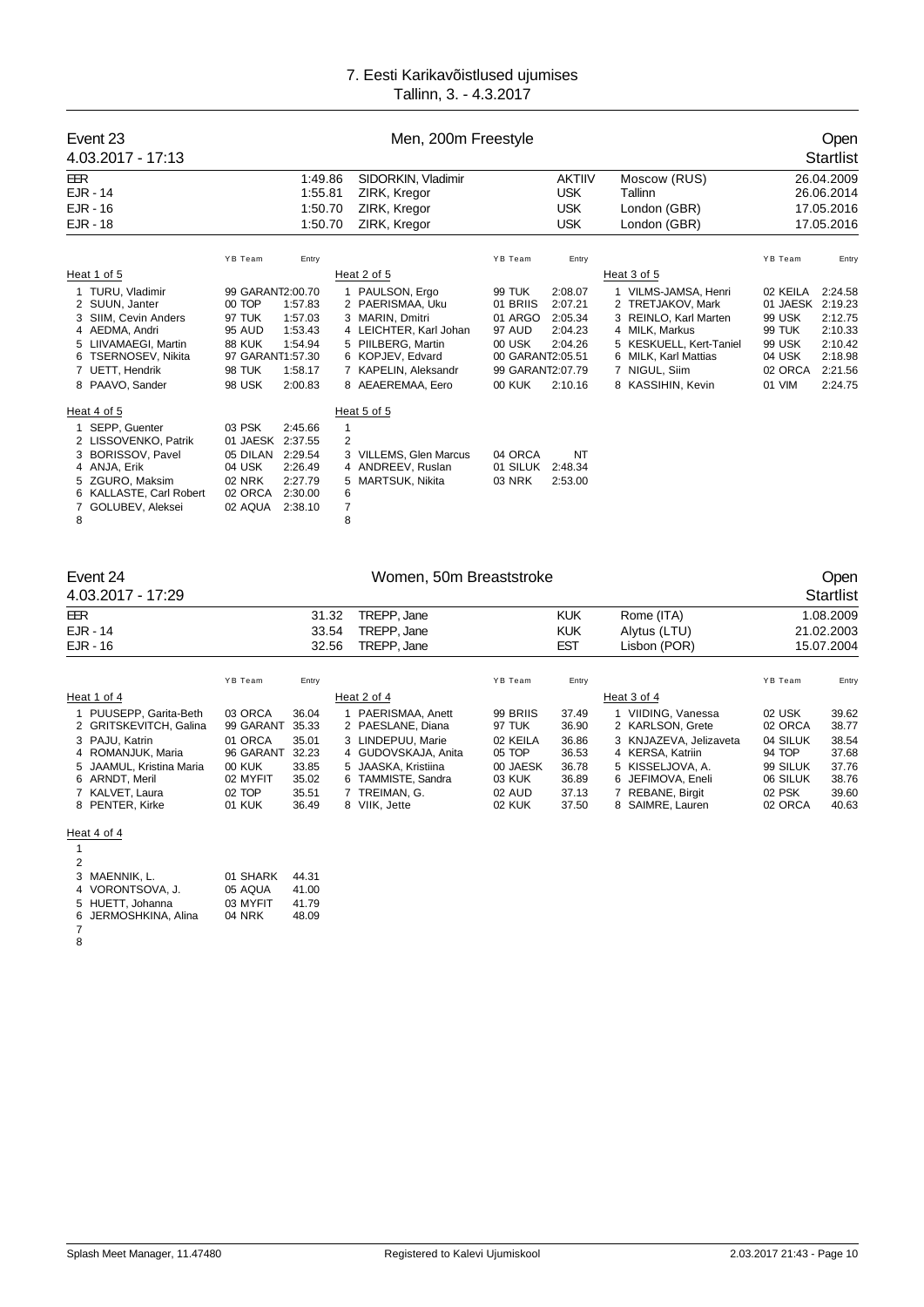# 7. Eesti Karikavõistlused ujumises

Tallinn, 3. - 4.3.2017

## Event 23 — Men, 200m Freestyle — Open

4.03.2017 - 17:13 — Startlist

| | | | | | |
|---|---|---|---|---|---|
| EER | 1:49.86 | SIDORKIN, Vladimir | AKTIIV | Moscow (RUS) | 26.04.2009 |
| EJR - 14 | 1:55.81 | ZIRK, Kregor | USK | Tallinn | 26.06.2014 |
| EJR - 16 | 1:50.70 | ZIRK, Kregor | USK | London (GBR) | 17.05.2016 |
| EJR - 18 | 1:50.70 | ZIRK, Kregor | USK | London (GBR) | 17.05.2016 |

### Heat 1 of 5

| Lane | Name | YB | Team | Entry |
|---|---|---|---|---|
| 1 | TURU, Vladimir | 99 | GARANT | 2:00.70 |
| 2 | SUUN, Janter | 00 | TOP | 1:57.83 |
| 3 | SIIM, Cevin Anders | 97 | TUK | 1:57.03 |
| 4 | AEDMA, Andri | 95 | AUD | 1:53.43 |
| 5 | LIIVAMAEGI, Martin | 88 | KUK | 1:54.94 |
| 6 | TSERNOSEV, Nikita | 97 | GARANT | 1:57.30 |
| 7 | UETT, Hendrik | 98 | TUK | 1:58.17 |
| 8 | PAAVO, Sander | 98 | USK | 2:00.83 |

### Heat 2 of 5

| Lane | Name | YB | Team | Entry |
|---|---|---|---|---|
| 1 | PAULSON, Ergo | 99 | TUK | 2:08.07 |
| 2 | PAERISMAA, Uku | 01 | BRIIS | 2:07.21 |
| 3 | MARIN, Dmitri | 01 | ARGO | 2:05.34 |
| 4 | LEICHTER, Karl Johan | 97 | AUD | 2:04.23 |
| 5 | PIILBERG, Martin | 00 | USK | 2:04.26 |
| 6 | KOPJEV, Edvard | 00 | GARANT | 2:05.51 |
| 7 | KAPELIN, Aleksandr | 99 | GARANT | 2:07.79 |
| 8 | AEAEREMAA, Eero | 00 | KUK | 2:10.16 |

### Heat 3 of 5

| Lane | Name | YB | Team | Entry |
|---|---|---|---|---|
| 1 | VILMS-JAMSA, Henri | 02 | KEILA | 2:24.58 |
| 2 | TRETJAKOV, Mark | 01 | JAESK | 2:19.23 |
| 3 | REINLO, Karl Marten | 99 | USK | 2:12.75 |
| 4 | MILK, Markus | 99 | TUK | 2:10.33 |
| 5 | KESKUELL, Kert-Taniel | 99 | USK | 2:10.42 |
| 6 | MILK, Karl Mattias | 04 | USK | 2:18.98 |
| 7 | NIGUL, Siim | 02 | ORCA | 2:21.56 |
| 8 | KASSIHIN, Kevin | 01 | VIM | 2:24.75 |

### Heat 4 of 5

| Lane | Name | YB | Team | Entry |
|---|---|---|---|---|
| 1 | SEPP, Guenter | 03 | PSK | 2:45.66 |
| 2 | LISSOVENKO, Patrik | 01 | JAESK | 2:37.55 |
| 3 | BORISSOV, Pavel | 05 | DILAN | 2:29.54 |
| 4 | ANJA, Erik | 04 | USK | 2:26.49 |
| 5 | ZGURO, Maksim | 02 | NRK | 2:27.79 |
| 6 | KALLASTE, Carl Robert | 02 | ORCA | 2:30.00 |
| 7 | GOLUBEV, Aleksei | 02 | AQUA | 2:38.10 |
| 8 | | | | |

### Heat 5 of 5

| Lane | Name | YB | Team | Entry |
|---|---|---|---|---|
| 1 | | | | |
| 2 | | | | |
| 3 | VILLEMS, Glen Marcus | 04 | ORCA | NT |
| 4 | ANDREEV, Ruslan | 01 | SILUK | 2:48.34 |
| 5 | MARTSUK, Nikita | 03 | NRK | 2:53.00 |
| 6 | | | | |
| 7 | | | | |
| 8 | | | | |

## Event 24 — Women, 50m Breaststroke — Open

4.03.2017 - 17:29 — Startlist

| | | | | | |
|---|---|---|---|---|---|
| EER | 31.32 | TREPP, Jane | KUK | Rome (ITA) | 1.08.2009 |
| EJR - 14 | 33.54 | TREPP, Jane | KUK | Alytus (LTU) | 21.02.2003 |
| EJR - 16 | 32.56 | TREPP, Jane | EST | Lisbon (POR) | 15.07.2004 |

### Heat 1 of 4

| Lane | Name | YB | Team | Entry |
|---|---|---|---|---|
| 1 | PUUSEPP, Garita-Beth | 03 | ORCA | 36.04 |
| 2 | GRITSKEVITCH, Galina | 99 | GARANT | 35.33 |
| 3 | PAJU, Katrin | 01 | ORCA | 35.01 |
| 4 | ROMANJUK, Maria | 96 | GARANT | 32.23 |
| 5 | JAAMUL, Kristina Maria | 00 | KUK | 33.85 |
| 6 | ARNDT, Meril | 02 | MYFIT | 35.02 |
| 7 | KALVET, Laura | 02 | TOP | 35.51 |
| 8 | PENTER, Kirke | 01 | KUK | 36.49 |

### Heat 2 of 4

| Lane | Name | YB | Team | Entry |
|---|---|---|---|---|
| 1 | PAERISMAA, Anett | 99 | BRIIS | 37.49 |
| 2 | PAESLANE, Diana | 97 | TUK | 36.90 |
| 3 | LINDEPUU, Marie | 02 | KEILA | 36.86 |
| 4 | GUDOVSKAJA, Anita | 05 | TOP | 36.53 |
| 5 | JAASKA, Kristiina | 00 | JAESK | 36.78 |
| 6 | TAMMISTE, Sandra | 03 | KUK | 36.89 |
| 7 | TREIMAN, G. | 02 | AUD | 37.13 |
| 8 | VIIK, Jette | 02 | KUK | 37.50 |

### Heat 3 of 4

| Lane | Name | YB | Team | Entry |
|---|---|---|---|---|
| 1 | VIIDING, Vanessa | 02 | USK | 39.62 |
| 2 | KARLSON, Grete | 02 | ORCA | 38.77 |
| 3 | KNJAZEVA, Jelizaveta | 04 | SILUK | 38.54 |
| 4 | KERSA, Katriin | 94 | TOP | 37.68 |
| 5 | KISSELJOVA, A. | 99 | SILUK | 37.76 |
| 6 | JEFIMOVA, Eneli | 06 | SILUK | 38.76 |
| 7 | REBANE, Birgit | 02 | PSK | 39.60 |
| 8 | SAIMRE, Lauren | 02 | ORCA | 40.63 |

### Heat 4 of 4

| Lane | Name | YB | Team | Entry |
|---|---|---|---|---|
| 1 | | | | |
| 2 | | | | |
| 3 | MAENNIK, L. | 01 | SHARK | 44.31 |
| 4 | VORONTSOVA, J. | 05 | AQUA | 41.00 |
| 5 | HUETT, Johanna | 03 | MYFIT | 41.79 |
| 6 | JERMOSHKINA, Alina | 04 | NRK | 48.09 |
| 7 | | | | |
| 8 | | | | |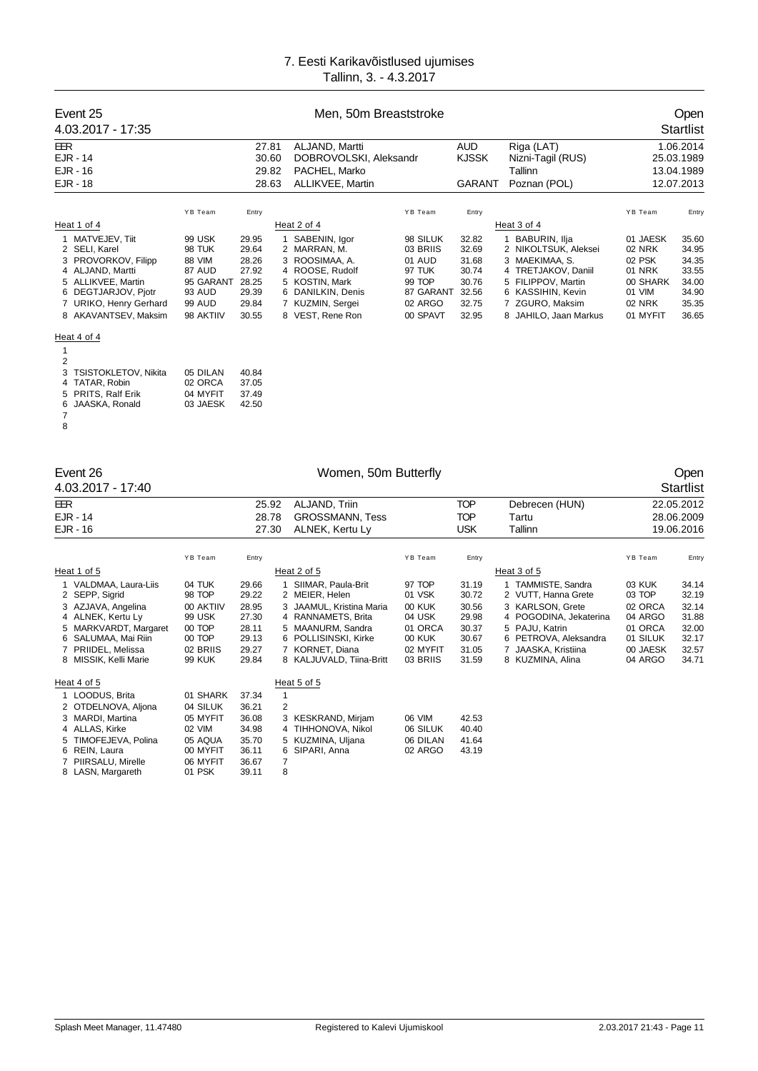# 7. Eesti Karikavõistlused ujumises
Tallinn, 3. - 4.3.2017

## Event 25 — Men, 50m Breaststroke — Open

4.03.2017 - 17:35 — Startlist

| Record | Time | Name | Team | Place | Date |
|---|---|---|---|---|---|
| EER | 27.81 | ALJAND, Martti | AUD | Riga (LAT) | 1.06.2014 |
| EJR - 14 | 30.60 | DOBROVOLSKI, Aleksandr | KJSSK | Nizni-Tagil (RUS) | 25.03.1989 |
| EJR - 16 | 29.82 | PACHEL, Marko | | Tallinn | 13.04.1989 |
| EJR - 18 | 28.63 | ALLIKVEE, Martin | GARANT | Poznan (POL) | 12.07.2013 |

### Heat 1 of 4

| Lane | Name | YB | Team | Entry |
|---|---|---|---|---|
| 1 | MATVEJEV, Tiit | 99 | USK | 29.95 |
| 2 | SELI, Karel | 98 | TUK | 29.64 |
| 3 | PROVORKOV, Filipp | 88 | VIM | 28.26 |
| 4 | ALJAND, Martti | 87 | AUD | 27.92 |
| 5 | ALLIKVEE, Martin | 95 | GARANT | 28.25 |
| 6 | DEGTJARJOV, Pjotr | 93 | AUD | 29.39 |
| 7 | URIKO, Henry Gerhard | 99 | AUD | 29.84 |
| 8 | AKAVANTSEV, Maksim | 98 | AKTIIV | 30.55 |

### Heat 2 of 4

| Lane | Name | YB | Team | Entry |
|---|---|---|---|---|
| 1 | SABENIN, Igor | 98 | SILUK | 32.82 |
| 2 | MARRAN, M. | 03 | BRIIS | 32.69 |
| 3 | ROOSIMAA, A. | 01 | AUD | 31.68 |
| 4 | ROOSE, Rudolf | 97 | TUK | 30.74 |
| 5 | KOSTIN, Mark | 99 | TOP | 30.76 |
| 6 | DANILKIN, Denis | 87 | GARANT | 32.56 |
| 7 | KUZMIN, Sergei | 02 | ARGO | 32.75 |
| 8 | VEST, Rene Ron | 00 | SPAVT | 32.95 |

### Heat 3 of 4

| Lane | Name | YB | Team | Entry |
|---|---|---|---|---|
| 1 | BABURIN, Ilja | 01 | JAESK | 35.60 |
| 2 | NIKOLTSUK, Aleksei | 02 | NRK | 34.95 |
| 3 | MAEKIMAA, S. | 02 | PSK | 34.35 |
| 4 | TRETJAKOV, Daniil | 01 | NRK | 33.55 |
| 5 | FILIPPOV, Martin | 00 | SHARK | 34.00 |
| 6 | KASSIHIN, Kevin | 01 | VIM | 34.90 |
| 7 | ZGURO, Maksim | 02 | NRK | 35.35 |
| 8 | JAHILO, Jaan Markus | 01 | MYFIT | 36.65 |

### Heat 4 of 4

| Lane | Name | YB | Team | Entry |
|---|---|---|---|---|
| 1 | | | | |
| 2 | | | | |
| 3 | TSISTOKLETOV, Nikita | 05 | DILAN | 40.84 |
| 4 | TATAR, Robin | 02 | ORCA | 37.05 |
| 5 | PRITS, Ralf Erik | 04 | MYFIT | 37.49 |
| 6 | JAASKA, Ronald | 03 | JAESK | 42.50 |
| 7 | | | | |
| 8 | | | | |

## Event 26 — Women, 50m Butterfly — Open

4.03.2017 - 17:40 — Startlist

| Record | Time | Name | Team | Place | Date |
|---|---|---|---|---|---|
| EER | 25.92 | ALJAND, Triin | TOP | Debrecen (HUN) | 22.05.2012 |
| EJR - 14 | 28.78 | GROSSMANN, Tess | TOP | Tartu | 28.06.2009 |
| EJR - 16 | 27.30 | ALNEK, Kertu Ly | USK | Tallinn | 19.06.2016 |

### Heat 1 of 5

| Lane | Name | YB | Team | Entry |
|---|---|---|---|---|
| 1 | VALDMAA, Laura-Liis | 04 | TUK | 29.66 |
| 2 | SEPP, Sigrid | 98 | TOP | 29.22 |
| 3 | AZJAVA, Angelina | 00 | AKTIIV | 28.95 |
| 4 | ALNEK, Kertu Ly | 99 | USK | 27.30 |
| 5 | MARKVARDT, Margaret | 00 | TOP | 28.11 |
| 6 | SALUMAA, Mai Riin | 00 | TOP | 29.13 |
| 7 | PRIIDEL, Melissa | 02 | BRIIS | 29.27 |
| 8 | MISSIK, Kelli Marie | 99 | KUK | 29.84 |

### Heat 2 of 5

| Lane | Name | YB | Team | Entry |
|---|---|---|---|---|
| 1 | SIIMAR, Paula-Brit | 97 | TOP | 31.19 |
| 2 | MEIER, Helen | 01 | VSK | 30.72 |
| 3 | JAAMUL, Kristina Maria | 00 | KUK | 30.56 |
| 4 | RANNAMETS, Brita | 04 | USK | 29.98 |
| 5 | MAANURM, Sandra | 01 | ORCA | 30.37 |
| 6 | POLLISINSKI, Kirke | 00 | KUK | 30.67 |
| 7 | KORNET, Diana | 02 | MYFIT | 31.05 |
| 8 | KALJUVALD, Tiina-Britt | 03 | BRIIS | 31.59 |

### Heat 3 of 5

| Lane | Name | YB | Team | Entry |
|---|---|---|---|---|
| 1 | TAMMISTE, Sandra | 03 | KUK | 34.14 |
| 2 | VUTT, Hanna Grete | 03 | TOP | 32.19 |
| 3 | KARLSON, Grete | 02 | ORCA | 32.14 |
| 4 | POGODINA, Jekaterina | 04 | ARGO | 31.88 |
| 5 | PAJU, Katrin | 01 | ORCA | 32.00 |
| 6 | PETROVA, Aleksandra | 01 | SILUK | 32.17 |
| 7 | JAASKA, Kristiina | 00 | JAESK | 32.57 |
| 8 | KUZMINA, Alina | 04 | ARGO | 34.71 |

### Heat 4 of 5

| Lane | Name | YB | Team | Entry |
|---|---|---|---|---|
| 1 | LOODUS, Brita | 01 | SHARK | 37.34 |
| 2 | OTDELNOVA, Aljona | 04 | SILUK | 36.21 |
| 3 | MARDI, Martina | 05 | MYFIT | 36.08 |
| 4 | ALLAS, Kirke | 02 | VIM | 34.98 |
| 5 | TIMOFEJEVA, Polina | 05 | AQUA | 35.70 |
| 6 | REIN, Laura | 00 | MYFIT | 36.11 |
| 7 | PIIRSALU, Mirelle | 06 | MYFIT | 36.67 |
| 8 | LASN, Margareth | 01 | PSK | 39.11 |

### Heat 5 of 5

| Lane | Name | YB | Team | Entry |
|---|---|---|---|---|
| 1 | | | | |
| 2 | | | | |
| 3 | KESKRAND, Mirjam | 06 | VIM | 42.53 |
| 4 | TIHHONOVA, Nikol | 06 | SILUK | 40.40 |
| 5 | KUZMINA, Uljana | 06 | DILAN | 41.64 |
| 6 | SIPARI, Anna | 02 | ARGO | 43.19 |
| 7 | | | | |
| 8 | | | | |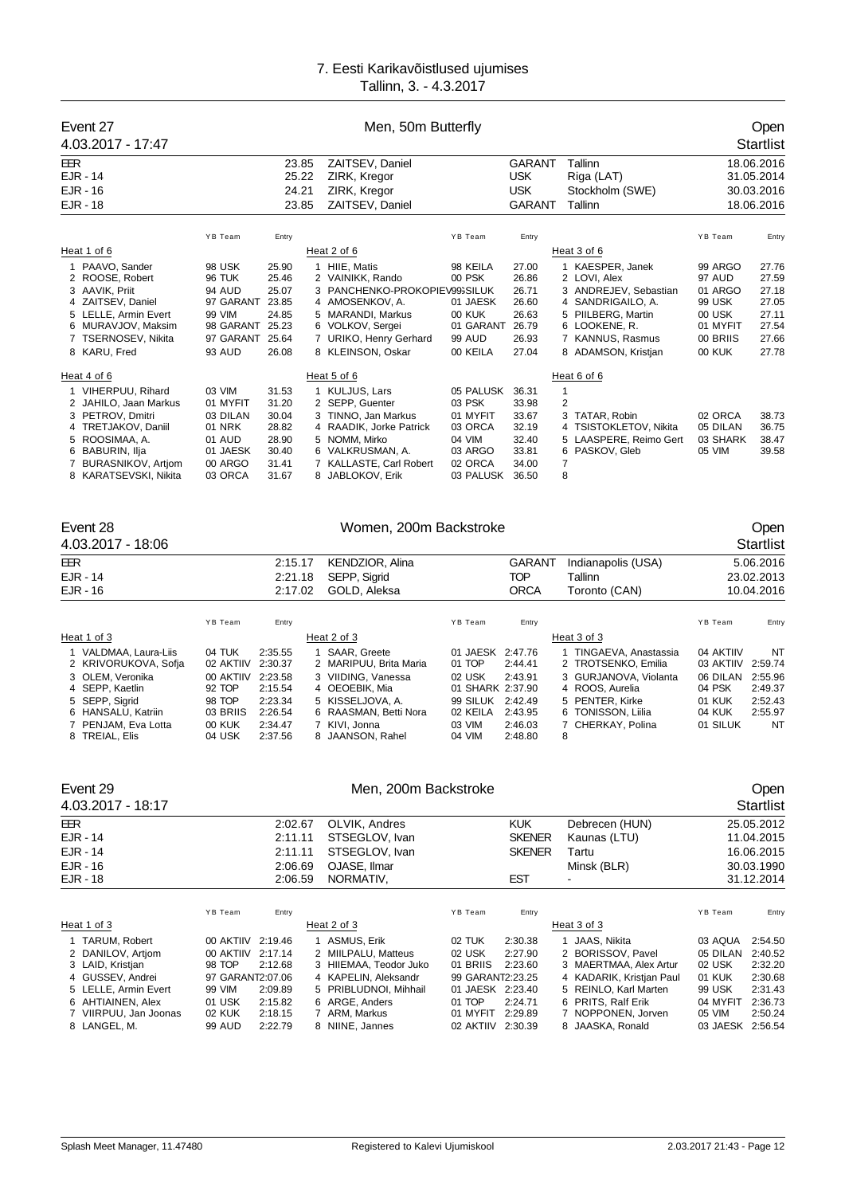# 7. Eesti Karikavõistlused ujumises

Tallinn, 3. - 4.3.2017

## Event 27 — Men, 50m Butterfly — Open

4.03.2017 - 17:47 — Startlist

| Record | Time | Name | Club | Place | Date |
|---|---|---|---|---|---|
| EER | 23.85 | ZAITSEV, Daniel | GARANT | Tallinn | 18.06.2016 |
| EJR - 14 | 25.22 | ZIRK, Kregor | USK | Riga (LAT) | 31.05.2014 |
| EJR - 16 | 24.21 | ZIRK, Kregor | USK | Stockholm (SWE) | 30.03.2016 |
| EJR - 18 | 23.85 | ZAITSEV, Daniel | GARANT | Tallinn | 18.06.2016 |

**Heat 1 of 6**

| Lane | Name | YB | Team | Entry |
|---|---|---|---|---|
| 1 | PAAVO, Sander | 98 | USK | 25.90 |
| 2 | ROOSE, Robert | 96 | TUK | 25.46 |
| 3 | AAVIK, Priit | 94 | AUD | 25.07 |
| 4 | ZAITSEV, Daniel | 97 | GARANT | 23.85 |
| 5 | LELLE, Armin Evert | 99 | VIM | 24.85 |
| 6 | MURAVJOV, Maksim | 98 | GARANT | 25.23 |
| 7 | TSERNOSEV, Nikita | 97 | GARANT | 25.64 |
| 8 | KARU, Fred | 93 | AUD | 26.08 |

**Heat 2 of 6**

| Lane | Name | YB | Team | Entry |
|---|---|---|---|---|
| 1 | HIIE, Matis | 98 | KEILA | 27.00 |
| 2 | VAINIKK, Rando | 00 | PSK | 26.86 |
| 3 | PANCHENKO-PROKOPIEV | 99 | SILUK | 26.71 |
| 4 | AMOSENKOV, A. | 01 | JAESK | 26.60 |
| 5 | MARANDI, Markus | 00 | KUK | 26.63 |
| 6 | VOLKOV, Sergei | 01 | GARANT | 26.79 |
| 7 | URIKO, Henry Gerhard | 99 | AUD | 26.93 |
| 8 | KLEINSON, Oskar | 00 | KEILA | 27.04 |

**Heat 3 of 6**

| Lane | Name | YB | Team | Entry |
|---|---|---|---|---|
| 1 | KAESPER, Janek | 99 | ARGO | 27.76 |
| 2 | LOVI, Alex | 97 | AUD | 27.59 |
| 3 | ANDREJEV, Sebastian | 01 | ARGO | 27.18 |
| 4 | SANDRIGAILO, A. | 99 | USK | 27.05 |
| 5 | PIILBERG, Martin | 00 | USK | 27.11 |
| 6 | LOOKENE, R. | 01 | MYFIT | 27.54 |
| 7 | KANNUS, Rasmus | 00 | BRIIS | 27.66 |
| 8 | ADAMSON, Kristjan | 00 | KUK | 27.78 |

**Heat 4 of 6**

| Lane | Name | YB | Team | Entry |
|---|---|---|---|---|
| 1 | VIHERPUU, Rihard | 03 | VIM | 31.53 |
| 2 | JAHILO, Jaan Markus | 01 | MYFIT | 31.20 |
| 3 | PETROV, Dmitri | 03 | DILAN | 30.04 |
| 4 | TRETJAKOV, Daniil | 01 | NRK | 28.82 |
| 5 | ROOSIMAA, A. | 01 | AUD | 28.90 |
| 6 | BABURIN, Ilja | 01 | JAESK | 30.40 |
| 7 | BURASNIKOV, Artjom | 00 | ARGO | 31.41 |
| 8 | KARATSEVSKI, Nikita | 03 | ORCA | 31.67 |

**Heat 5 of 6**

| Lane | Name | YB | Team | Entry |
|---|---|---|---|---|
| 1 | KULJUS, Lars | 05 | PALUSK | 36.31 |
| 2 | SEPP, Guenter | 03 | PSK | 33.98 |
| 3 | TINNO, Jan Markus | 01 | MYFIT | 33.67 |
| 4 | RAADIK, Jorke Patrick | 03 | ORCA | 32.19 |
| 5 | NOMM, Mirko | 04 | VIM | 32.40 |
| 6 | VALKRUSMAN, A. | 03 | ARGO | 33.81 |
| 7 | KALLASTE, Carl Robert | 02 | ORCA | 34.00 |
| 8 | JABLOKOV, Erik | 03 | PALUSK | 36.50 |

**Heat 6 of 6**

| Lane | Name | YB | Team | Entry |
|---|---|---|---|---|
| 1 | | | | |
| 2 | | | | |
| 3 | TATAR, Robin | 02 | ORCA | 38.73 |
| 4 | TSISTOKLETOV, Nikita | 05 | DILAN | 36.75 |
| 5 | LAASPERE, Reimo Gert | 03 | SHARK | 38.47 |
| 6 | PASKOV, Gleb | 05 | VIM | 39.58 |
| 7 | | | | |
| 8 | | | | |

## Event 28 — Women, 200m Backstroke — Open

4.03.2017 - 18:06 — Startlist

| Record | Time | Name | Club | Place | Date |
|---|---|---|---|---|---|
| EER | 2:15.17 | KENDZIOR, Alina | GARANT | Indianapolis (USA) | 5.06.2016 |
| EJR - 14 | 2:21.18 | SEPP, Sigrid | TOP | Tallinn | 23.02.2013 |
| EJR - 16 | 2:17.02 | GOLD, Aleksa | ORCA | Toronto (CAN) | 10.04.2016 |

**Heat 1 of 3**

| Lane | Name | YB | Team | Entry |
|---|---|---|---|---|
| 1 | VALDMAA, Laura-Liis | 04 | TUK | 2:35.55 |
| 2 | KRIVORUKOVA, Sofja | 02 | AKTIIV | 2:30.37 |
| 3 | OLEM, Veronika | 00 | AKTIIV | 2:23.58 |
| 4 | SEPP, Kaetlin | 92 | TOP | 2:15.54 |
| 5 | SEPP, Sigrid | 98 | TOP | 2:23.34 |
| 6 | HANSALU, Katriin | 03 | BRIIS | 2:26.54 |
| 7 | PENJAM, Eva Lotta | 00 | KUK | 2:34.47 |
| 8 | TREIAL, Elis | 04 | USK | 2:37.56 |

**Heat 2 of 3**

| Lane | Name | YB | Team | Entry |
|---|---|---|---|---|
| 1 | SAAR, Greete | 01 | JAESK | 2:47.76 |
| 2 | MARIPUU, Brita Maria | 01 | TOP | 2:44.41 |
| 3 | VIIDING, Vanessa | 02 | USK | 2:43.91 |
| 4 | OEOEBIK, Mia | 01 | SHARK | 2:37.90 |
| 5 | KISSELJOVA, A. | 99 | SILUK | 2:42.49 |
| 6 | RAASMAN, Betti Nora | 02 | KEILA | 2:43.95 |
| 7 | KIVI, Jonna | 03 | VIM | 2:46.03 |
| 8 | JAANSON, Rahel | 04 | VIM | 2:48.80 |

**Heat 3 of 3**

| Lane | Name | YB | Team | Entry |
|---|---|---|---|---|
| 1 | TINGAEVA, Anastassia | 04 | AKTIIV | NT |
| 2 | TROTSENKO, Emilia | 03 | AKTIIV | 2:59.74 |
| 3 | GURJANOVA, Violanta | 06 | DILAN | 2:55.96 |
| 4 | ROOS, Aurelia | 04 | PSK | 2:49.37 |
| 5 | PENTER, Kirke | 01 | KUK | 2:52.43 |
| 6 | TONISSON, Liilia | 04 | KUK | 2:55.97 |
| 7 | CHERKAY, Polina | 01 | SILUK | NT |
| 8 | | | | |

## Event 29 — Men, 200m Backstroke — Open

4.03.2017 - 18:17 — Startlist

| Record | Time | Name | Club | Place | Date |
|---|---|---|---|---|---|
| EER | 2:02.67 | OLVIK, Andres | KUK | Debrecen (HUN) | 25.05.2012 |
| EJR - 14 | 2:11.11 | STSEGLOV, Ivan | SKENER | Kaunas (LTU) | 11.04.2015 |
| EJR - 14 | 2:11.11 | STSEGLOV, Ivan | SKENER | Tartu | 16.06.2015 |
| EJR - 16 | 2:06.69 | OJASE, Ilmar | | Minsk (BLR) | 30.03.1990 |
| EJR - 18 | 2:06.59 | NORMATIV, | EST | - | 31.12.2014 |

**Heat 1 of 3**

| Lane | Name | YB | Team | Entry |
|---|---|---|---|---|
| 1 | TARUM, Robert | 00 | AKTIIV | 2:19.46 |
| 2 | DANILOV, Artjom | 00 | AKTIIV | 2:17.14 |
| 3 | LAID, Kristjan | 98 | TOP | 2:12.68 |
| 4 | GUSSEV, Andrei | 97 | GARANT | 2:07.06 |
| 5 | LELLE, Armin Evert | 99 | VIM | 2:09.89 |
| 6 | AHTIAINEN, Alex | 01 | USK | 2:15.82 |
| 7 | VIIRPUU, Jan Joonas | 02 | KUK | 2:18.15 |
| 8 | LANGEL, M. | 99 | AUD | 2:22.79 |

**Heat 2 of 3**

| Lane | Name | YB | Team | Entry |
|---|---|---|---|---|
| 1 | ASMUS, Erik | 02 | TUK | 2:30.38 |
| 2 | MIILPALU, Matteus | 02 | USK | 2:27.90 |
| 3 | HIIEMAA, Teodor Juko | 01 | BRIIS | 2:23.60 |
| 4 | KAPELIN, Aleksandr | 99 | GARANT | 2:23.25 |
| 5 | PRIBLUDNOI, Mihhail | 01 | JAESK | 2:23.40 |
| 6 | ARGE, Anders | 01 | TOP | 2:24.71 |
| 7 | ARM, Markus | 01 | MYFIT | 2:29.89 |
| 8 | NIINE, Jannes | 02 | AKTIIV | 2:30.39 |

**Heat 3 of 3**

| Lane | Name | YB | Team | Entry |
|---|---|---|---|---|
| 1 | JAAS, Nikita | 03 | AQUA | 2:54.50 |
| 2 | BORISSOV, Pavel | 05 | DILAN | 2:40.52 |
| 3 | MAERTMAA, Alex Artur | 02 | USK | 2:32.20 |
| 4 | KADARIK, Kristjan Paul | 01 | KUK | 2:30.68 |
| 5 | REINLO, Karl Marten | 99 | USK | 2:31.43 |
| 6 | PRITS, Ralf Erik | 04 | MYFIT | 2:36.73 |
| 7 | NOPPONEN, Jorven | 05 | VIM | 2:50.24 |
| 8 | JAASKA, Ronald | 03 | JAESK | 2:56.54 |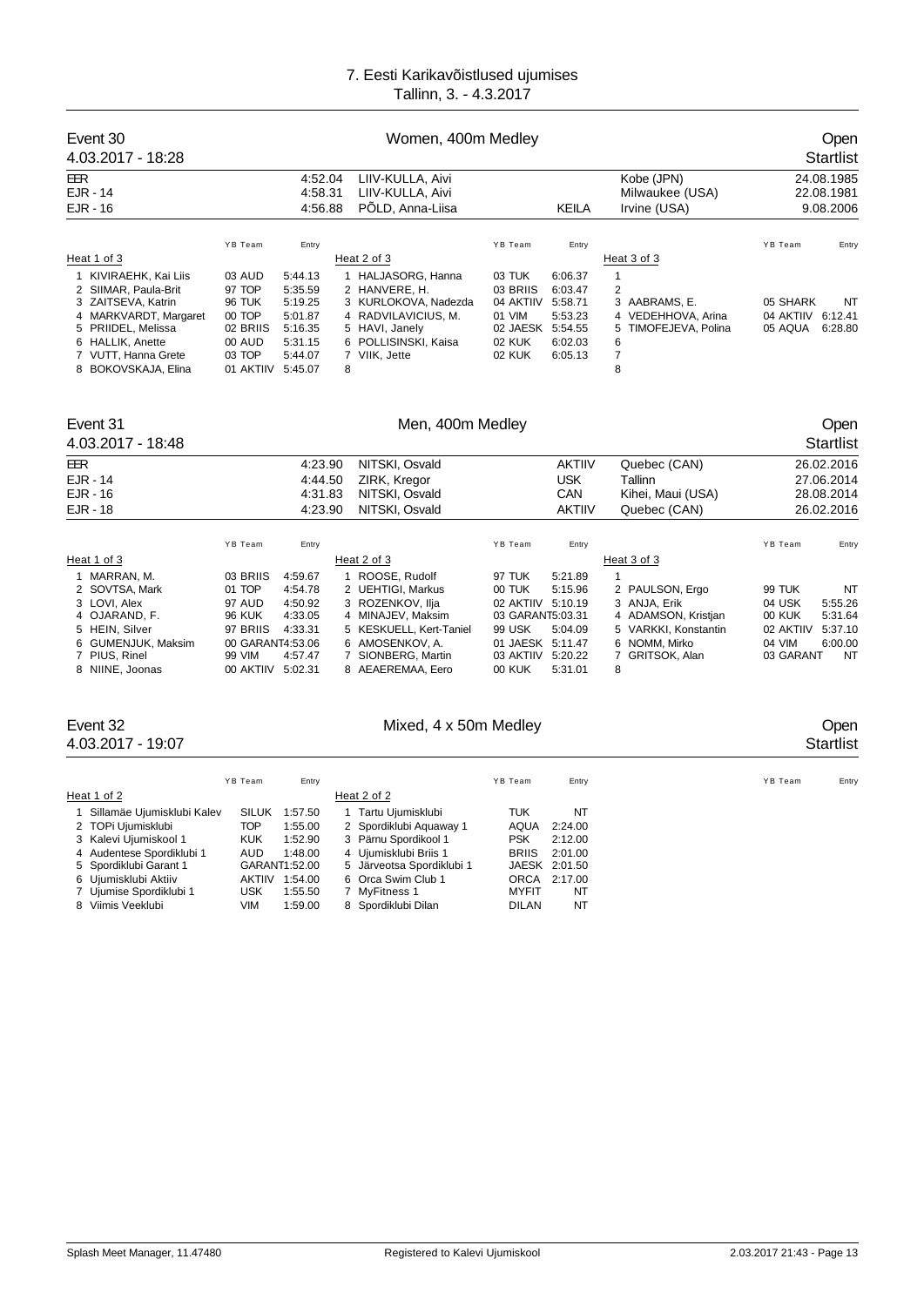# 7. Eesti Karikavõistlused ujumises

Tallinn, 3. - 4.3.2017

## Event 30 — Women, 400m Medley — Open

4.03.2017 - 18:28 — Startlist

| | | | | | |
|---|---|---|---|---|---|
| EER | 4:52.04 | LIIV-KULLA, Aivi | | Kobe (JPN) | 24.08.1985 |
| EJR - 14 | 4:58.31 | LIIV-KULLA, Aivi | | Milwaukee (USA) | 22.08.1981 |
| EJR - 16 | 4:56.88 | PÕLD, Anna-Liisa | KEILA | Irvine (USA) | 9.08.2006 |

**Heat 1 of 3**

| Lane | Name | YB | Team | Entry |
|---|---|---|---|---|
| 1 | KIVIRAEHK, Kai Liis | 03 | AUD | 5:44.13 |
| 2 | SIIMAR, Paula-Brit | 97 | TOP | 5:35.59 |
| 3 | ZAITSEVA, Katrin | 96 | TUK | 5:19.25 |
| 4 | MARKVARDT, Margaret | 00 | TOP | 5:01.87 |
| 5 | PRIIDEL, Melissa | 02 | BRIIS | 5:16.35 |
| 6 | HALLIK, Anette | 00 | AUD | 5:31.15 |
| 7 | VUTT, Hanna Grete | 03 | TOP | 5:44.07 |
| 8 | BOKOVSKAJA, Elina | 01 | AKTIIV | 5:45.07 |

**Heat 2 of 3**

| Lane | Name | YB | Team | Entry |
|---|---|---|---|---|
| 1 | HALJASORG, Hanna | 03 | TUK | 6:06.37 |
| 2 | HANVERE, H. | 03 | BRIIS | 6:03.47 |
| 3 | KURLOKOVA, Nadezda | 04 | AKTIIV | 5:58.71 |
| 4 | RADVILAVICIUS, M. | 01 | VIM | 5:53.23 |
| 5 | HAVI, Janely | 02 | JAESK | 5:54.55 |
| 6 | POLLISINSKI, Kaisa | 02 | KUK | 6:02.03 |
| 7 | VIIK, Jette | 02 | KUK | 6:05.13 |
| 8 | | | | |

**Heat 3 of 3**

| Lane | Name | YB | Team | Entry |
|---|---|---|---|---|
| 1 | | | | |
| 2 | | | | |
| 3 | AABRAMS, E. | 05 | SHARK | NT |
| 4 | VEDEHHOVA, Arina | 04 | AKTIIV | 6:12.41 |
| 5 | TIMOFEJEVA, Polina | 05 | AQUA | 6:28.80 |
| 6 | | | | |
| 7 | | | | |
| 8 | | | | |

## Event 31 — Men, 400m Medley — Open

4.03.2017 - 18:48 — Startlist

| | | | | | |
|---|---|---|---|---|---|
| EER | 4:23.90 | NITSKI, Osvald | AKTIIV | Quebec (CAN) | 26.02.2016 |
| EJR - 14 | 4:44.50 | ZIRK, Kregor | USK | Tallinn | 27.06.2014 |
| EJR - 16 | 4:31.83 | NITSKI, Osvald | CAN | Kihei, Maui (USA) | 28.08.2014 |
| EJR - 18 | 4:23.90 | NITSKI, Osvald | AKTIIV | Quebec (CAN) | 26.02.2016 |

**Heat 1 of 3**

| Lane | Name | YB | Team | Entry |
|---|---|---|---|---|
| 1 | MARRAN, M. | 03 | BRIIS | 4:59.67 |
| 2 | SOVTSA, Mark | 01 | TOP | 4:54.78 |
| 3 | LOVI, Alex | 97 | AUD | 4:50.92 |
| 4 | OJARAND, F. | 96 | KUK | 4:33.05 |
| 5 | HEIN, Silver | 97 | BRIIS | 4:33.31 |
| 6 | GUMENJUK, Maksim | 00 | GARANT | 4:53.06 |
| 7 | PIUS, Rinel | 99 | VIM | 4:57.47 |
| 8 | NIINE, Joonas | 00 | AKTIIV | 5:02.31 |

**Heat 2 of 3**

| Lane | Name | YB | Team | Entry |
|---|---|---|---|---|
| 1 | ROOSE, Rudolf | 97 | TUK | 5:21.89 |
| 2 | UEHTIGI, Markus | 00 | TUK | 5:15.96 |
| 3 | ROZENKOV, Ilja | 02 | AKTIIV | 5:10.19 |
| 4 | MINAJEV, Maksim | 03 | GARANT | 5:03.31 |
| 5 | KESKUELL, Kert-Taniel | 99 | USK | 5:04.09 |
| 6 | AMOSENKOV, A. | 01 | JAESK | 5:11.47 |
| 7 | SIONBERG, Martin | 03 | AKTIIV | 5:20.22 |
| 8 | AEAEREMAA, Eero | 00 | KUK | 5:31.01 |

**Heat 3 of 3**

| Lane | Name | YB | Team | Entry |
|---|---|---|---|---|
| 1 | | | | |
| 2 | PAULSON, Ergo | 99 | TUK | NT |
| 3 | ANJA, Erik | 04 | USK | 5:55.26 |
| 4 | ADAMSON, Kristjan | 00 | KUK | 5:31.64 |
| 5 | VARKKI, Konstantin | 02 | AKTIIV | 5:37.10 |
| 6 | NOMM, Mirko | 04 | VIM | 6:00.00 |
| 7 | GRITSOK, Alan | 03 | GARANT | NT |
| 8 | | | | |

## Event 32 — Mixed, 4 x 50m Medley — Open

4.03.2017 - 19:07 — Startlist

**Heat 1 of 2**

| Lane | Name | Team | Entry |
|---|---|---|---|
| 1 | Sillamäe Ujumisklubi Kalev | SILUK | 1:57.50 |
| 2 | TOPi Ujumisklubi | TOP | 1:55.00 |
| 3 | Kalevi Ujumiskool 1 | KUK | 1:52.90 |
| 4 | Audentese Spordiklubi 1 | AUD | 1:48.00 |
| 5 | Spordiklubi Garant 1 | GARANT | 1:52.00 |
| 6 | Ujumisklubi Aktiiv | AKTIIV | 1:54.00 |
| 7 | Ujumise Spordiklubi 1 | USK | 1:55.50 |
| 8 | Viimis Veeklubi | VIM | 1:59.00 |

**Heat 2 of 2**

| Lane | Name | Team | Entry |
|---|---|---|---|
| 1 | Tartu Ujumisklubi | TUK | NT |
| 2 | Spordiklubi Aquaway 1 | AQUA | 2:24.00 |
| 3 | Pärnu Spordikool 1 | PSK | 2:12.00 |
| 4 | Ujumisklubi Briis 1 | BRIIS | 2:01.00 |
| 5 | Järveotsa Spordiklubi 1 | JAESK | 2:01.50 |
| 6 | Orca Swim Club 1 | ORCA | 2:17.00 |
| 7 | MyFitness 1 | MYFIT | NT |
| 8 | Spordiklubi Dilan | DILAN | NT |